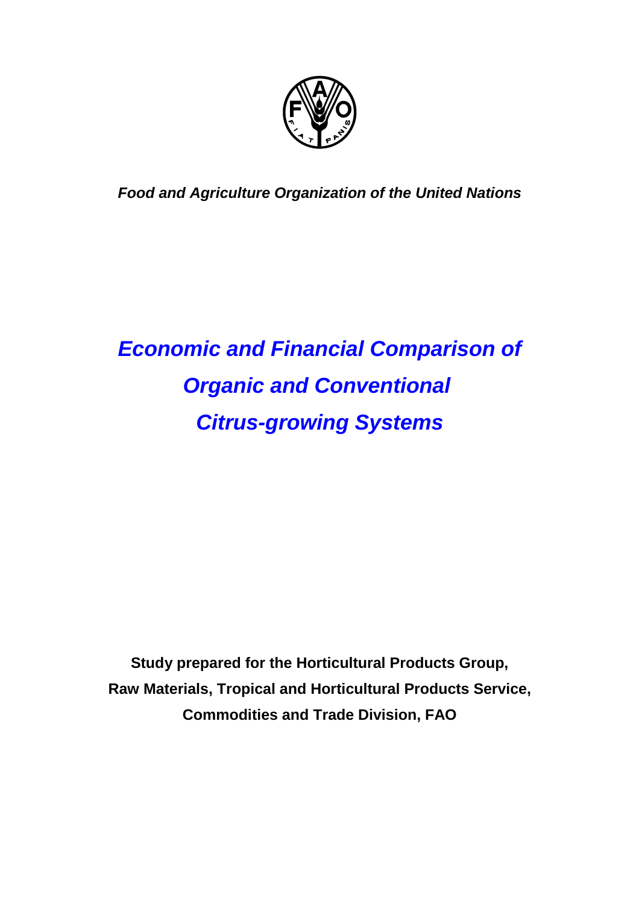*Food and Agriculture Organization of the United Nations*

# *Economic and Financial Comparison of Organic and Conventional Citrus-growing Systems*

**Study prepared for the Horticultural Products Group,**
**Raw Materials, Tropical and Horticultural Products Service,**
**Commodities and Trade Division, FAO**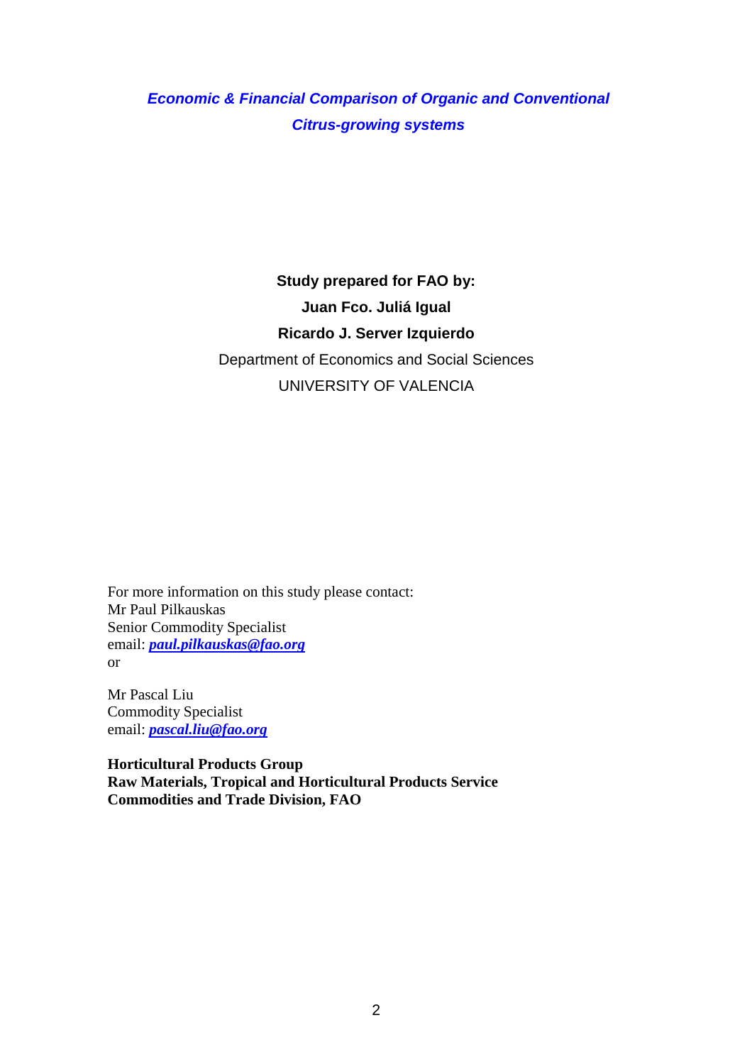# *Economic & Financial Comparison of Organic and Conventional Citrus-growing systems*

**Study prepared for FAO by:**

**Juan Fco. Juliá Igual**

**Ricardo J. Server Izquierdo**

Department of Economics and Social Sciences

UNIVERSITY OF VALENCIA

For more information on this study please contact:
Mr Paul Pilkauskas
Senior Commodity Specialist
email: ***paul.pilkauskas@fao.org***
or

Mr Pascal Liu
Commodity Specialist
email: ***pascal.liu@fao.org***

**Horticultural Products Group**
**Raw Materials, Tropical and Horticultural Products Service**
**Commodities and Trade Division, FAO**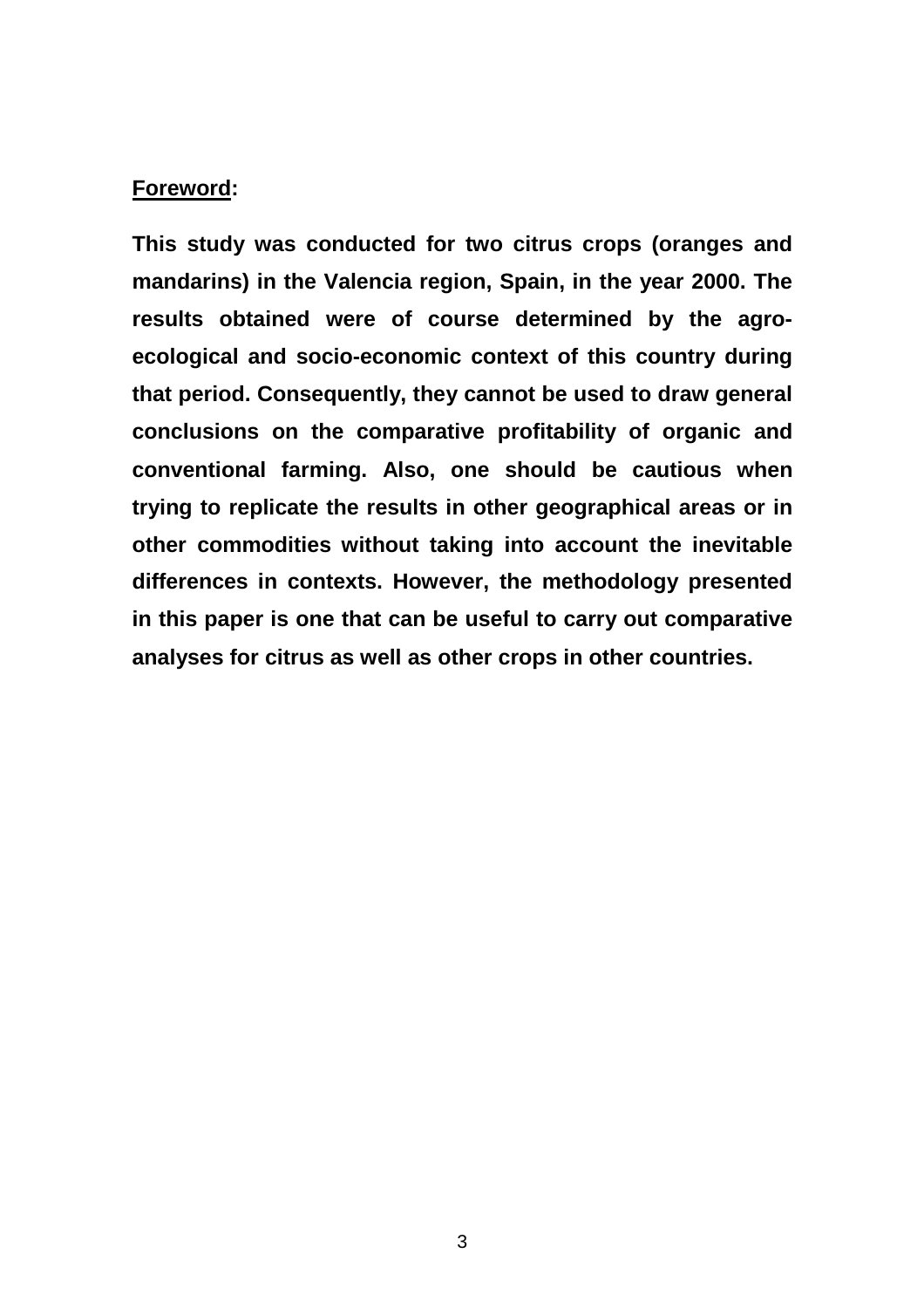**Foreword:**

**This study was conducted for two citrus crops (oranges and mandarins) in the Valencia region, Spain, in the year 2000. The results obtained were of course determined by the agro-ecological and socio-economic context of this country during that period. Consequently, they cannot be used to draw general conclusions on the comparative profitability of organic and conventional farming. Also, one should be cautious when trying to replicate the results in other geographical areas or in other commodities without taking into account the inevitable differences in contexts. However, the methodology presented in this paper is one that can be useful to carry out comparative analyses for citrus as well as other crops in other countries.**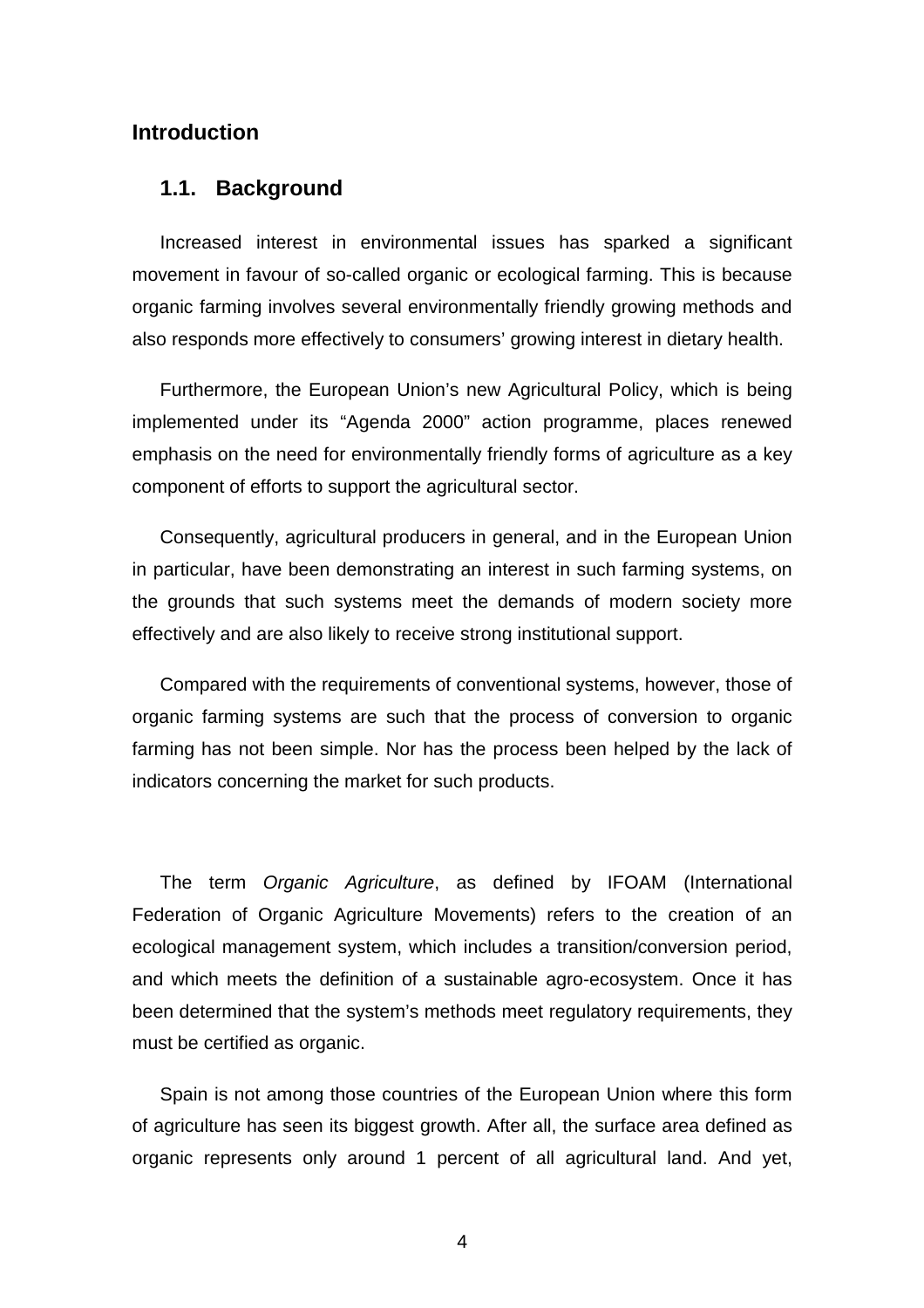# Introduction

## 1.1. Background

Increased interest in environmental issues has sparked a significant movement in favour of so-called organic or ecological farming. This is because organic farming involves several environmentally friendly growing methods and also responds more effectively to consumers' growing interest in dietary health.

Furthermore, the European Union's new Agricultural Policy, which is being implemented under its "Agenda 2000" action programme, places renewed emphasis on the need for environmentally friendly forms of agriculture as a key component of efforts to support the agricultural sector.

Consequently, agricultural producers in general, and in the European Union in particular, have been demonstrating an interest in such farming systems, on the grounds that such systems meet the demands of modern society more effectively and are also likely to receive strong institutional support.

Compared with the requirements of conventional systems, however, those of organic farming systems are such that the process of conversion to organic farming has not been simple. Nor has the process been helped by the lack of indicators concerning the market for such products.

The term *Organic Agriculture*, as defined by IFOAM (International Federation of Organic Agriculture Movements) refers to the creation of an ecological management system, which includes a transition/conversion period, and which meets the definition of a sustainable agro-ecosystem. Once it has been determined that the system's methods meet regulatory requirements, they must be certified as organic.

Spain is not among those countries of the European Union where this form of agriculture has seen its biggest growth. After all, the surface area defined as organic represents only around 1 percent of all agricultural land. And yet,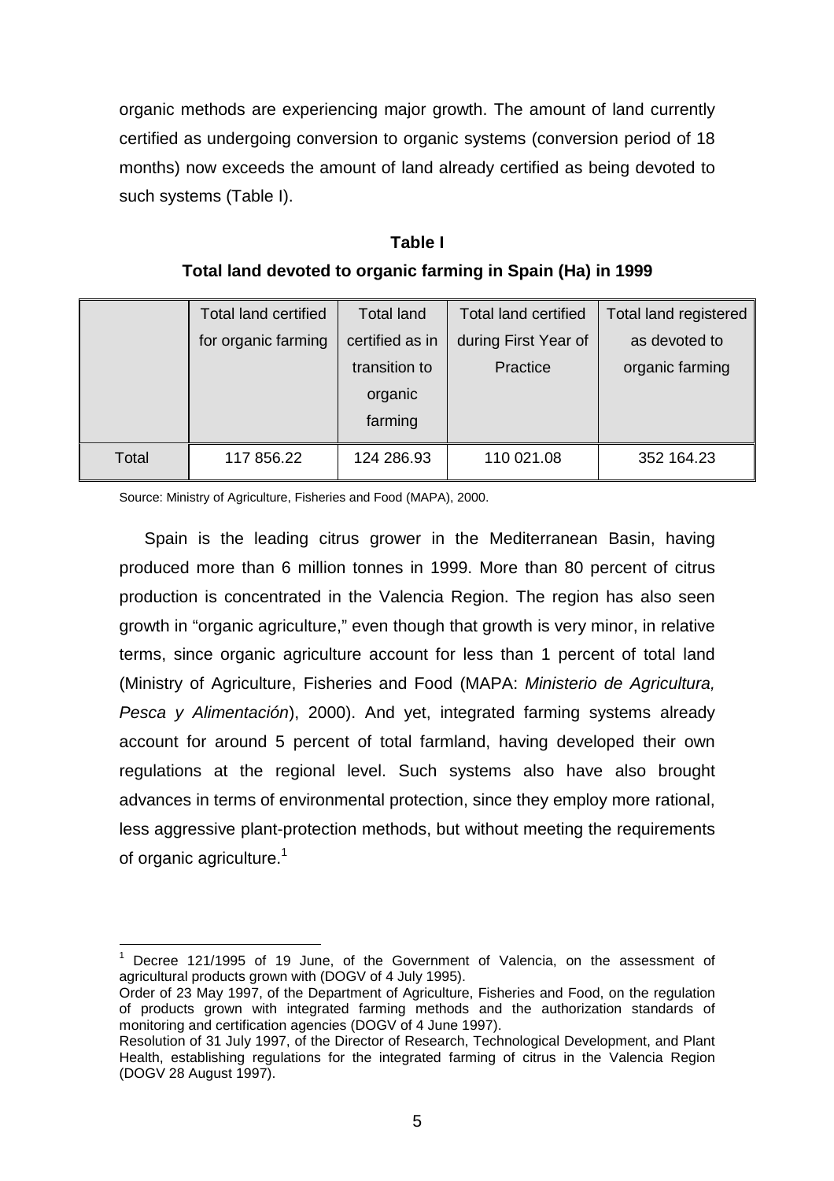organic methods are experiencing major growth. The amount of land currently certified as undergoing conversion to organic systems (conversion period of 18 months) now exceeds the amount of land already certified as being devoted to such systems (Table I).

**Table I**

**Total land devoted to organic farming in Spain (Ha) in 1999**

| | Total land certified for organic farming | Total land certified as in transition to organic farming | Total land certified during First Year of Practice | Total land registered as devoted to organic farming |
|---|---|---|---|---|
| Total | 117 856.22 | 124 286.93 | 110 021.08 | 352 164.23 |

Source: Ministry of Agriculture, Fisheries and Food (MAPA), 2000.

Spain is the leading citrus grower in the Mediterranean Basin, having produced more than 6 million tonnes in 1999. More than 80 percent of citrus production is concentrated in the Valencia Region. The region has also seen growth in "organic agriculture," even though that growth is very minor, in relative terms, since organic agriculture account for less than 1 percent of total land (Ministry of Agriculture, Fisheries and Food (MAPA: *Ministerio de Agricultura, Pesca y Alimentación*), 2000). And yet, integrated farming systems already account for around 5 percent of total farmland, having developed their own regulations at the regional level. Such systems also have also brought advances in terms of environmental protection, since they employ more rational, less aggressive plant-protection methods, but without meeting the requirements of organic agriculture.[1]

[1] Decree 121/1995 of 19 June, of the Government of Valencia, on the assessment of agricultural products grown with (DOGV of 4 July 1995).
Order of 23 May 1997, of the Department of Agriculture, Fisheries and Food, on the regulation of products grown with integrated farming methods and the authorization standards of monitoring and certification agencies (DOGV of 4 June 1997).
Resolution of 31 July 1997, of the Director of Research, Technological Development, and Plant Health, establishing regulations for the integrated farming of citrus in the Valencia Region (DOGV 28 August 1997).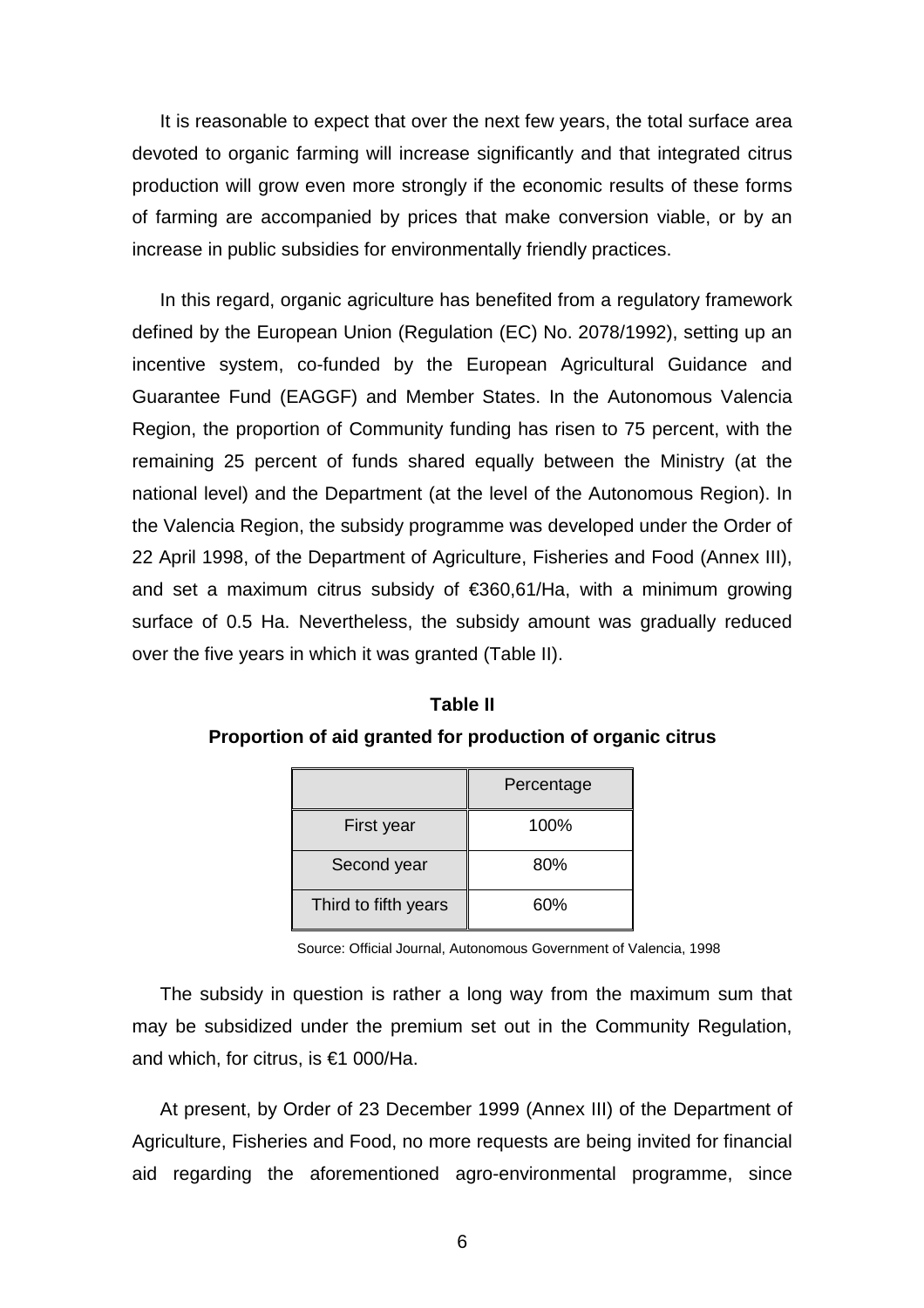It is reasonable to expect that over the next few years, the total surface area devoted to organic farming will increase significantly and that integrated citrus production will grow even more strongly if the economic results of these forms of farming are accompanied by prices that make conversion viable, or by an increase in public subsidies for environmentally friendly practices.

In this regard, organic agriculture has benefited from a regulatory framework defined by the European Union (Regulation (EC) No. 2078/1992), setting up an incentive system, co-funded by the European Agricultural Guidance and Guarantee Fund (EAGGF) and Member States. In the Autonomous Valencia Region, the proportion of Community funding has risen to 75 percent, with the remaining 25 percent of funds shared equally between the Ministry (at the national level) and the Department (at the level of the Autonomous Region). In the Valencia Region, the subsidy programme was developed under the Order of 22 April 1998, of the Department of Agriculture, Fisheries and Food (Annex III), and set a maximum citrus subsidy of €360,61/Ha, with a minimum growing surface of 0.5 Ha. Nevertheless, the subsidy amount was gradually reduced over the five years in which it was granted (Table II).

**Table II**

**Proportion of aid granted for production of organic citrus**

| | Percentage |
|---|---|
| First year | 100% |
| Second year | 80% |
| Third to fifth years | 60% |

Source: Official Journal, Autonomous Government of Valencia, 1998

The subsidy in question is rather a long way from the maximum sum that may be subsidized under the premium set out in the Community Regulation, and which, for citrus, is €1 000/Ha.

At present, by Order of 23 December 1999 (Annex III) of the Department of Agriculture, Fisheries and Food, no more requests are being invited for financial aid regarding the aforementioned agro-environmental programme, since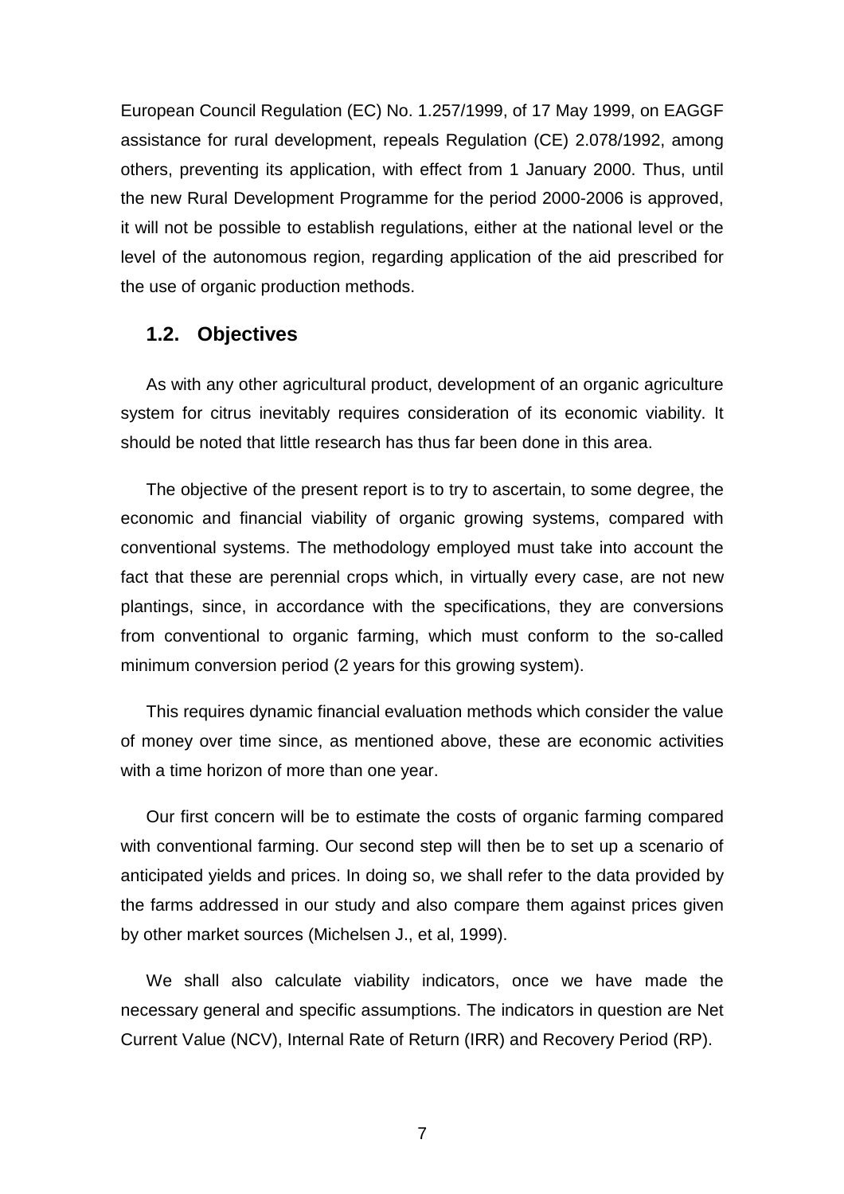European Council Regulation (EC) No. 1.257/1999, of 17 May 1999, on EAGGF assistance for rural development, repeals Regulation (CE) 2.078/1992, among others, preventing its application, with effect from 1 January 2000. Thus, until the new Rural Development Programme for the period 2000-2006 is approved, it will not be possible to establish regulations, either at the national level or the level of the autonomous region, regarding application of the aid prescribed for the use of organic production methods.

## 1.2. Objectives

As with any other agricultural product, development of an organic agriculture system for citrus inevitably requires consideration of its economic viability. It should be noted that little research has thus far been done in this area.

The objective of the present report is to try to ascertain, to some degree, the economic and financial viability of organic growing systems, compared with conventional systems. The methodology employed must take into account the fact that these are perennial crops which, in virtually every case, are not new plantings, since, in accordance with the specifications, they are conversions from conventional to organic farming, which must conform to the so-called minimum conversion period (2 years for this growing system).

This requires dynamic financial evaluation methods which consider the value of money over time since, as mentioned above, these are economic activities with a time horizon of more than one year.

Our first concern will be to estimate the costs of organic farming compared with conventional farming. Our second step will then be to set up a scenario of anticipated yields and prices. In doing so, we shall refer to the data provided by the farms addressed in our study and also compare them against prices given by other market sources (Michelsen J., et al, 1999).

We shall also calculate viability indicators, once we have made the necessary general and specific assumptions. The indicators in question are Net Current Value (NCV), Internal Rate of Return (IRR) and Recovery Period (RP).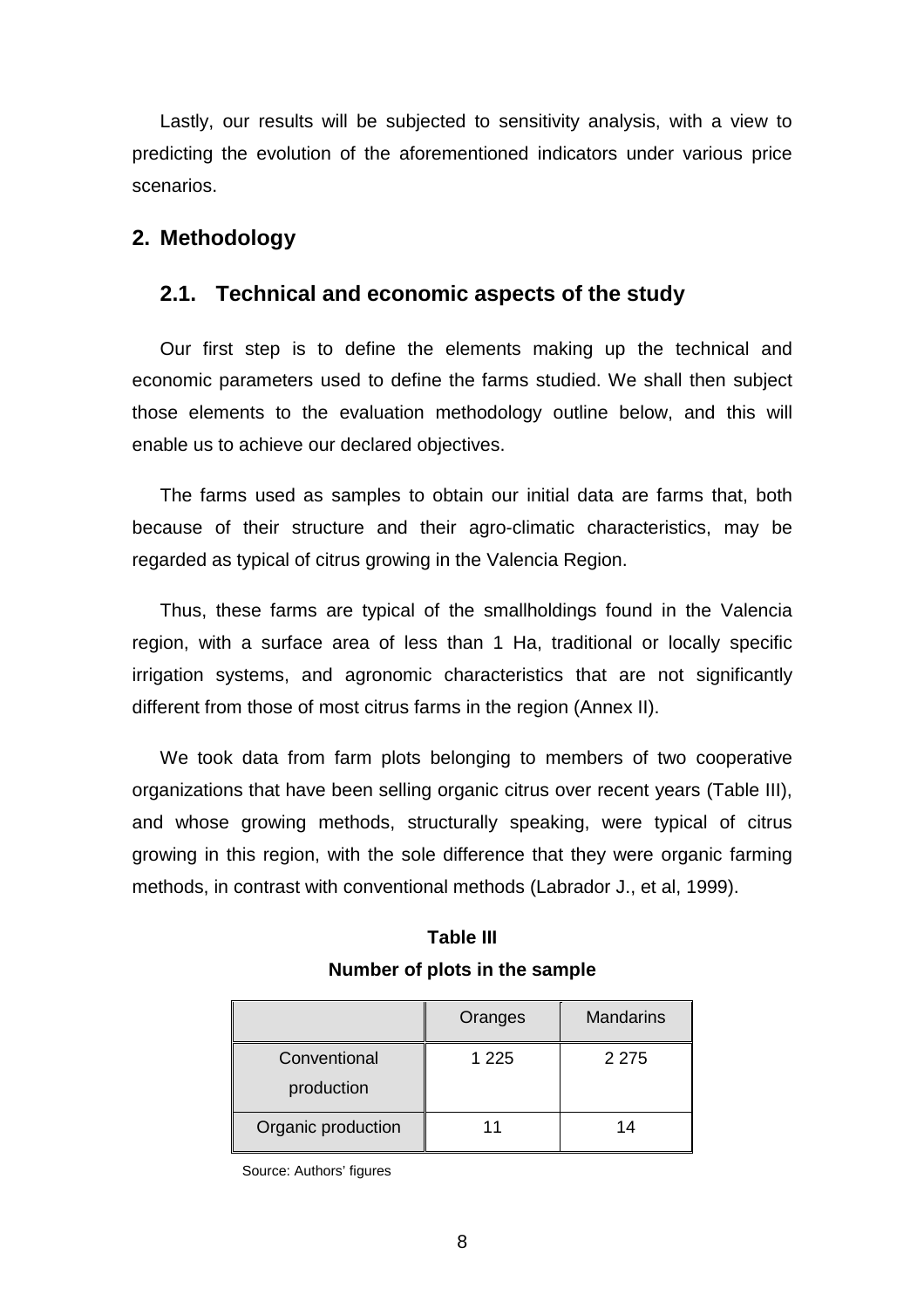Lastly, our results will be subjected to sensitivity analysis, with a view to predicting the evolution of the aforementioned indicators under various price scenarios.

## 2. Methodology

### 2.1. Technical and economic aspects of the study

Our first step is to define the elements making up the technical and economic parameters used to define the farms studied. We shall then subject those elements to the evaluation methodology outline below, and this will enable us to achieve our declared objectives.

The farms used as samples to obtain our initial data are farms that, both because of their structure and their agro-climatic characteristics, may be regarded as typical of citrus growing in the Valencia Region.

Thus, these farms are typical of the smallholdings found in the Valencia region, with a surface area of less than 1 Ha, traditional or locally specific irrigation systems, and agronomic characteristics that are not significantly different from those of most citrus farms in the region (Annex II).

We took data from farm plots belonging to members of two cooperative organizations that have been selling organic citrus over recent years (Table III), and whose growing methods, structurally speaking, were typical of citrus growing in this region, with the sole difference that they were organic farming methods, in contrast with conventional methods (Labrador J., et al, 1999).

**Table III**

**Number of plots in the sample**

| | Oranges | Mandarins |
|---|---|---|
| Conventional production | 1 225 | 2 275 |
| Organic production | 11 | 14 |

Source: Authors' figures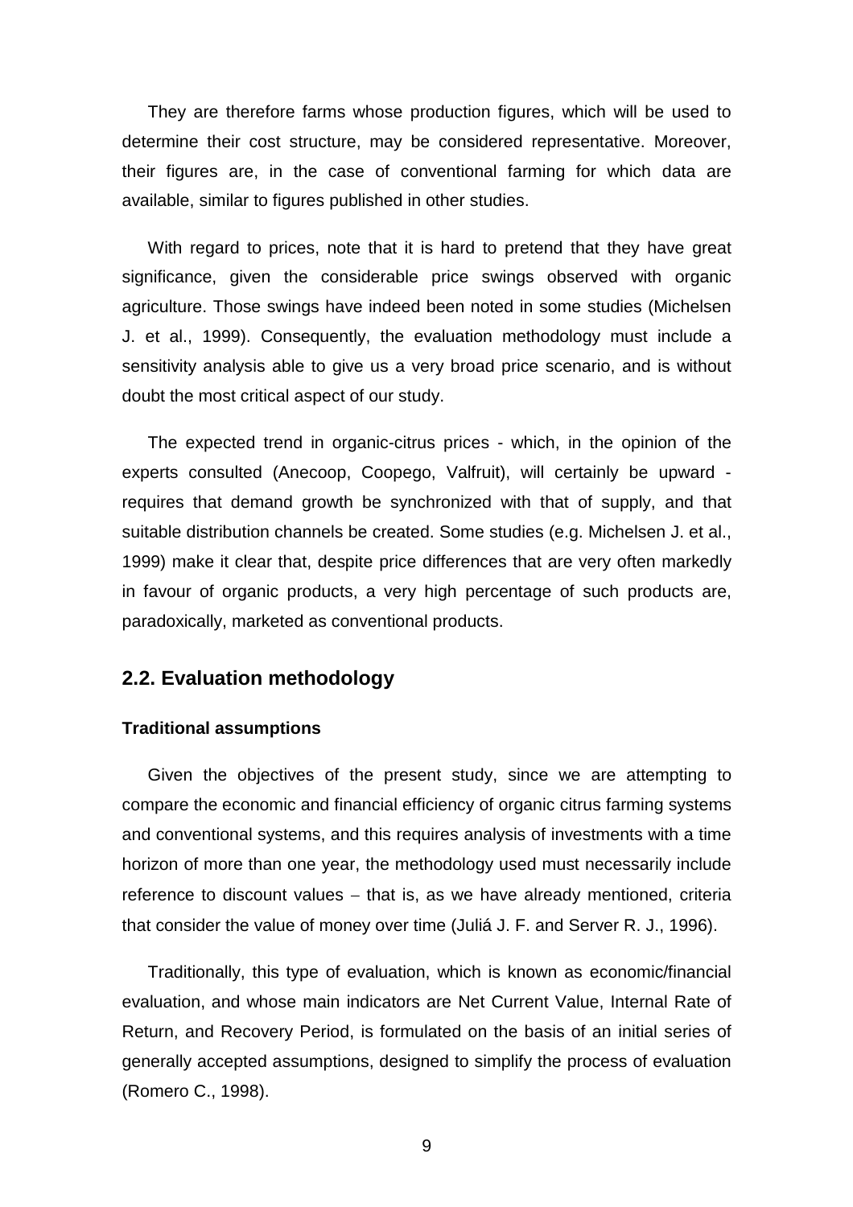They are therefore farms whose production figures, which will be used to determine their cost structure, may be considered representative. Moreover, their figures are, in the case of conventional farming for which data are available, similar to figures published in other studies.

With regard to prices, note that it is hard to pretend that they have great significance, given the considerable price swings observed with organic agriculture. Those swings have indeed been noted in some studies (Michelsen J. et al., 1999). Consequently, the evaluation methodology must include a sensitivity analysis able to give us a very broad price scenario, and is without doubt the most critical aspect of our study.

The expected trend in organic-citrus prices - which, in the opinion of the experts consulted (Anecoop, Coopego, Valfruit), will certainly be upward - requires that demand growth be synchronized with that of supply, and that suitable distribution channels be created. Some studies (e.g. Michelsen J. et al., 1999) make it clear that, despite price differences that are very often markedly in favour of organic products, a very high percentage of such products are, paradoxically, marketed as conventional products.

## 2.2. Evaluation methodology

**Traditional assumptions**

Given the objectives of the present study, since we are attempting to compare the economic and financial efficiency of organic citrus farming systems and conventional systems, and this requires analysis of investments with a time horizon of more than one year, the methodology used must necessarily include reference to discount values − that is, as we have already mentioned, criteria that consider the value of money over time (Juliá J. F. and Server R. J., 1996).

Traditionally, this type of evaluation, which is known as economic/financial evaluation, and whose main indicators are Net Current Value, Internal Rate of Return, and Recovery Period, is formulated on the basis of an initial series of generally accepted assumptions, designed to simplify the process of evaluation (Romero C., 1998).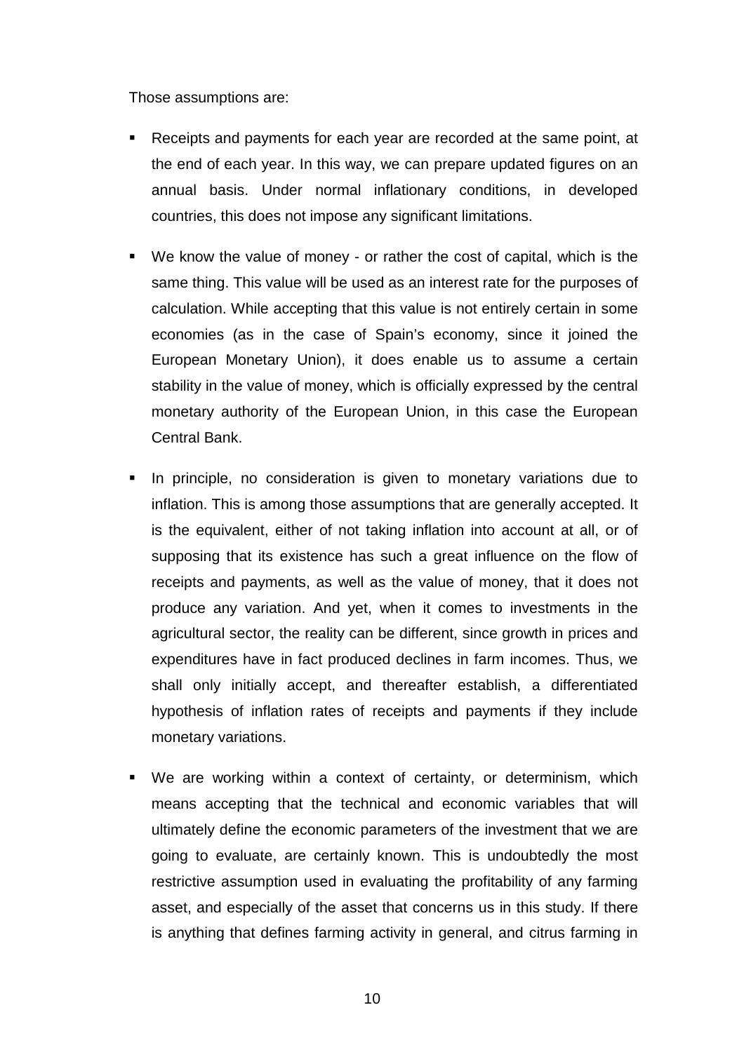Those assumptions are:

- Receipts and payments for each year are recorded at the same point, at the end of each year. In this way, we can prepare updated figures on an annual basis. Under normal inflationary conditions, in developed countries, this does not impose any significant limitations.

- We know the value of money - or rather the cost of capital, which is the same thing. This value will be used as an interest rate for the purposes of calculation. While accepting that this value is not entirely certain in some economies (as in the case of Spain's economy, since it joined the European Monetary Union), it does enable us to assume a certain stability in the value of money, which is officially expressed by the central monetary authority of the European Union, in this case the European Central Bank.

- In principle, no consideration is given to monetary variations due to inflation. This is among those assumptions that are generally accepted. It is the equivalent, either of not taking inflation into account at all, or of supposing that its existence has such a great influence on the flow of receipts and payments, as well as the value of money, that it does not produce any variation. And yet, when it comes to investments in the agricultural sector, the reality can be different, since growth in prices and expenditures have in fact produced declines in farm incomes. Thus, we shall only initially accept, and thereafter establish, a differentiated hypothesis of inflation rates of receipts and payments if they include monetary variations.

- We are working within a context of certainty, or determinism, which means accepting that the technical and economic variables that will ultimately define the economic parameters of the investment that we are going to evaluate, are certainly known. This is undoubtedly the most restrictive assumption used in evaluating the profitability of any farming asset, and especially of the asset that concerns us in this study. If there is anything that defines farming activity in general, and citrus farming in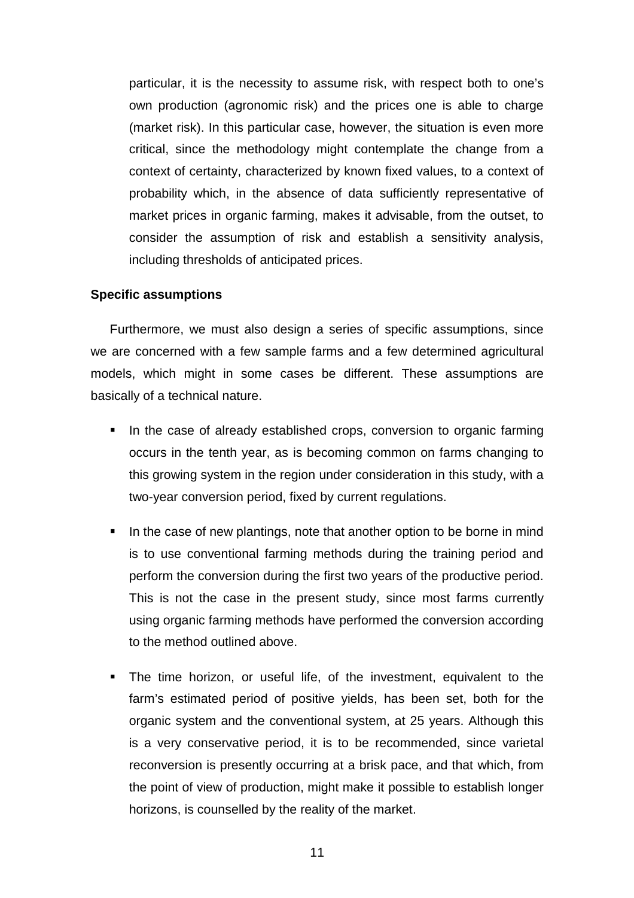particular, it is the necessity to assume risk, with respect both to one's own production (agronomic risk) and the prices one is able to charge (market risk). In this particular case, however, the situation is even more critical, since the methodology might contemplate the change from a context of certainty, characterized by known fixed values, to a context of probability which, in the absence of data sufficiently representative of market prices in organic farming, makes it advisable, from the outset, to consider the assumption of risk and establish a sensitivity analysis, including thresholds of anticipated prices.

**Specific assumptions**

Furthermore, we must also design a series of specific assumptions, since we are concerned with a few sample farms and a few determined agricultural models, which might in some cases be different. These assumptions are basically of a technical nature.

- In the case of already established crops, conversion to organic farming occurs in the tenth year, as is becoming common on farms changing to this growing system in the region under consideration in this study, with a two-year conversion period, fixed by current regulations.

- In the case of new plantings, note that another option to be borne in mind is to use conventional farming methods during the training period and perform the conversion during the first two years of the productive period. This is not the case in the present study, since most farms currently using organic farming methods have performed the conversion according to the method outlined above.

- The time horizon, or useful life, of the investment, equivalent to the farm's estimated period of positive yields, has been set, both for the organic system and the conventional system, at 25 years. Although this is a very conservative period, it is to be recommended, since varietal reconversion is presently occurring at a brisk pace, and that which, from the point of view of production, might make it possible to establish longer horizons, is counselled by the reality of the market.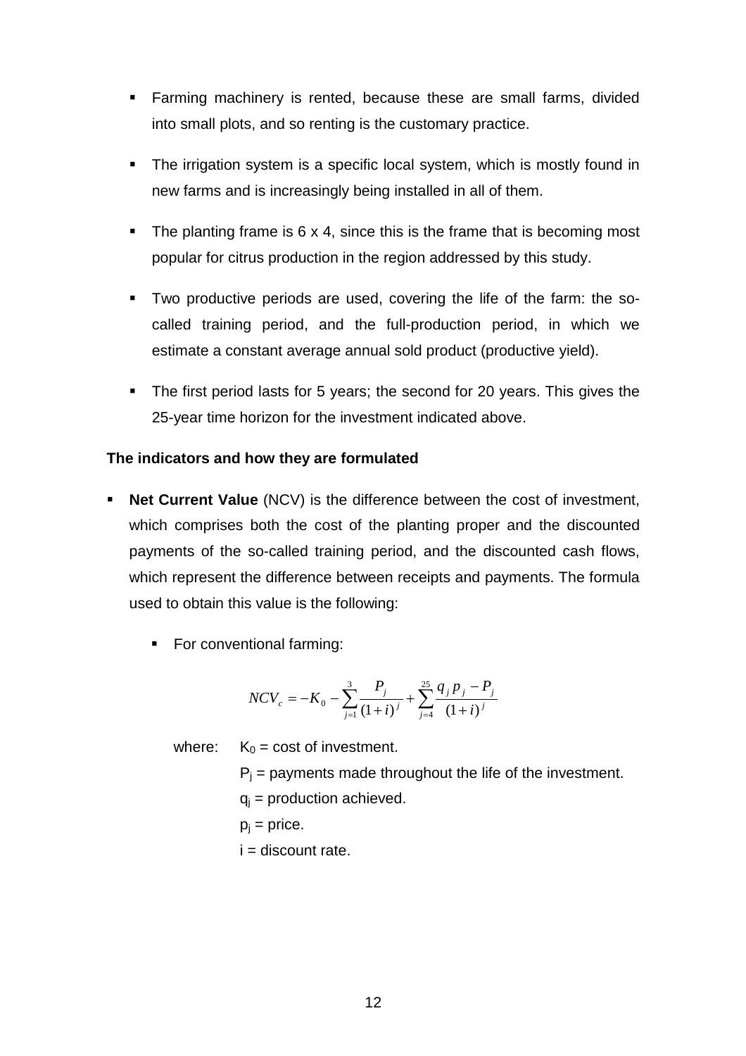- Farming machinery is rented, because these are small farms, divided into small plots, and so renting is the customary practice.
- The irrigation system is a specific local system, which is mostly found in new farms and is increasingly being installed in all of them.
- The planting frame is 6 x 4, since this is the frame that is becoming most popular for citrus production in the region addressed by this study.
- Two productive periods are used, covering the life of the farm: the so-called training period, and the full-production period, in which we estimate a constant average annual sold product (productive yield).
- The first period lasts for 5 years; the second for 20 years. This gives the 25-year time horizon for the investment indicated above.

**The indicators and how they are formulated**

- **Net Current Value** (NCV) is the difference between the cost of investment, which comprises both the cost of the planting proper and the discounted payments of the so-called training period, and the discounted cash flows, which represent the difference between receipts and payments. The formula used to obtain this value is the following:
  - For conventional farming:

$$NCV_c = -K_0 - \sum_{j=1}^{3} \frac{P_j}{(1+i)^j} + \sum_{j=4}^{25} \frac{q_j p_j - P_j}{(1+i)^j}$$

where: $K_0$ = cost of investment.

$P_j$ = payments made throughout the life of the investment.

$q_j$ = production achieved.

$p_j$ = price.

i = discount rate.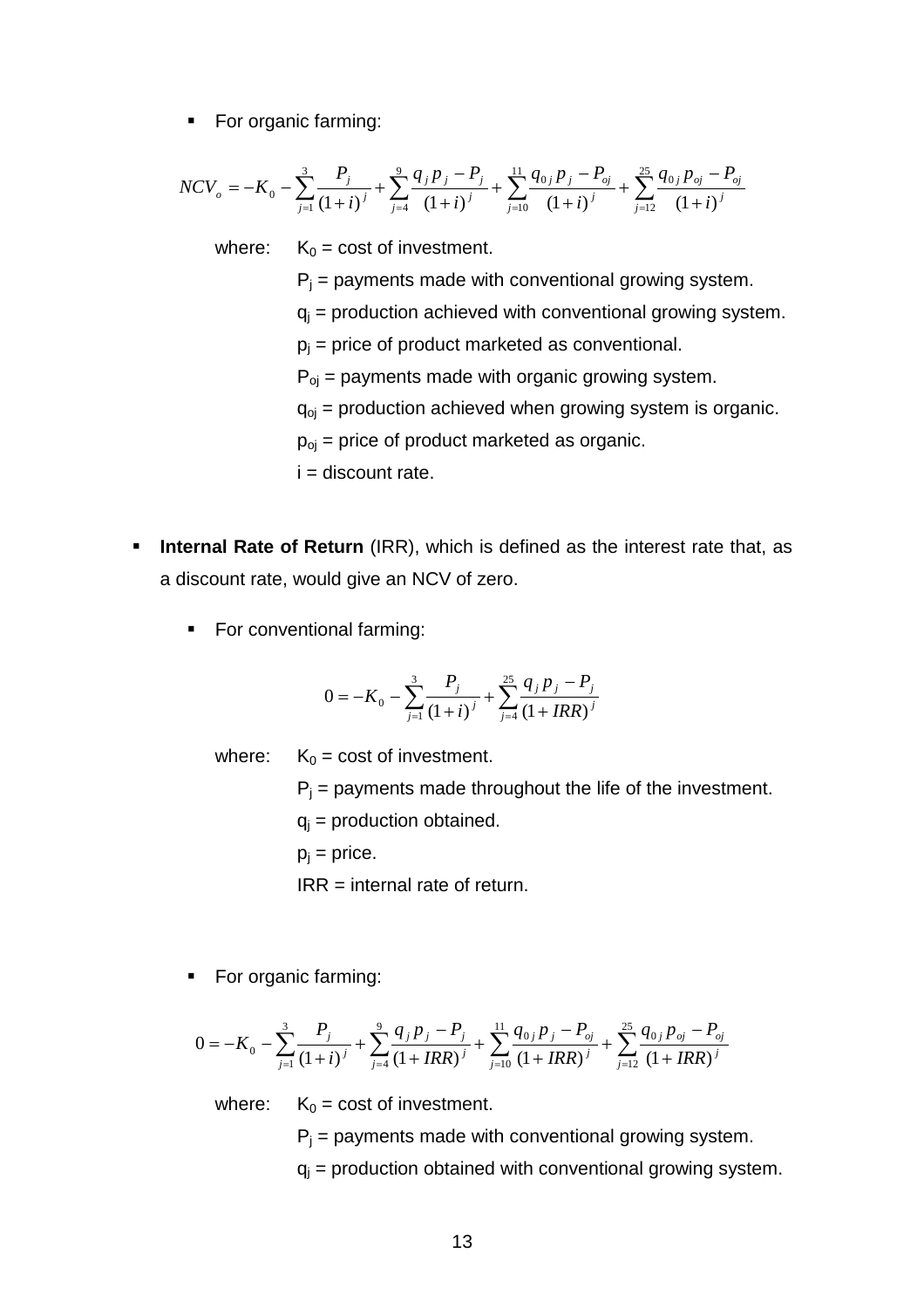- For organic farming:

$$NCV_o = -K_0 - \sum_{j=1}^{3} \frac{P_j}{(1+i)^j} + \sum_{j=4}^{9} \frac{q_j p_j - P_j}{(1+i)^j} + \sum_{j=10}^{11} \frac{q_{0j} p_j - P_{oj}}{(1+i)^j} + \sum_{j=12}^{25} \frac{q_{0j} p_{oj} - P_{oj}}{(1+i)^j}$$

where: $K_0$ = cost of investment.

$P_j$ = payments made with conventional growing system.

$q_j$ = production achieved with conventional growing system.

$p_j$ = price of product marketed as conventional.

$P_{oj}$ = payments made with organic growing system.

$q_{oj}$ = production achieved when growing system is organic.

$p_{oj}$ = price of product marketed as organic.

i = discount rate.

- **Internal Rate of Return** (IRR), which is defined as the interest rate that, as a discount rate, would give an NCV of zero.

  - For conventional farming:

$$0 = -K_0 - \sum_{j=1}^{3} \frac{P_j}{(1+i)^j} + \sum_{j=4}^{25} \frac{q_j p_j - P_j}{(1+IRR)^j}$$

where: $K_0$ = cost of investment.

$P_j$ = payments made throughout the life of the investment.

$q_j$ = production obtained.

$p_j$ = price.

IRR = internal rate of return.

  - For organic farming:

$$0 = -K_0 - \sum_{j=1}^{3} \frac{P_j}{(1+i)^j} + \sum_{j=4}^{9} \frac{q_j p_j - P_j}{(1+IRR)^j} + \sum_{j=10}^{11} \frac{q_{0j} p_j - P_{oj}}{(1+IRR)^j} + \sum_{j=12}^{25} \frac{q_{0j} p_{oj} - P_{oj}}{(1+IRR)^j}$$

where: $K_0$ = cost of investment.

$P_j$ = payments made with conventional growing system.

$q_j$ = production obtained with conventional growing system.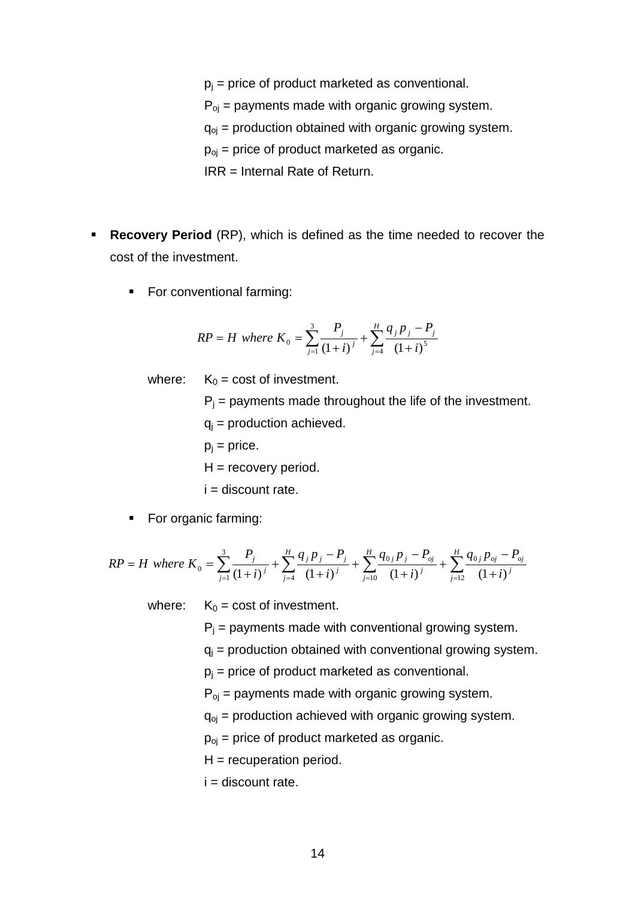$p_j$ = price of product marketed as conventional.

$P_{oj}$ = payments made with organic growing system.

$q_{oj}$ = production obtained with organic growing system.

$p_{oj}$ = price of product marketed as organic.

IRR = Internal Rate of Return.

- **Recovery Period** (RP), which is defined as the time needed to recover the cost of the investment.

  - For conventional farming:

$$RP = H \ where \ K_0 = \sum_{j=1}^{3} \frac{P_j}{(1+i)^j} + \sum_{j=4}^{H} \frac{q_j p_j - P_j}{(1+i)^5}$$

where: $K_0$ = cost of investment.

$P_j$ = payments made throughout the life of the investment.

$q_j$ = production achieved.

$p_j$ = price.

H = recovery period.

i = discount rate.

  - For organic farming:

$$RP = H \ where \ K_0 = \sum_{j=1}^{3} \frac{P_j}{(1+i)^j} + \sum_{j=4}^{H} \frac{q_j p_j - P_j}{(1+i)^j} + \sum_{j=10}^{H} \frac{q_{0j} p_j - P_{oj}}{(1+i)^j} + \sum_{j=12}^{H} \frac{q_{0j} p_{oj} - P_{oj}}{(1+i)^j}$$

where: $K_0$ = cost of investment.

$P_j$ = payments made with conventional growing system.

$q_j$ = production obtained with conventional growing system.

$p_j$ = price of product marketed as conventional.

$P_{oj}$ = payments made with organic growing system.

$q_{oj}$ = production achieved with organic growing system.

$p_{oj}$ = price of product marketed as organic.

H = recuperation period.

i = discount rate.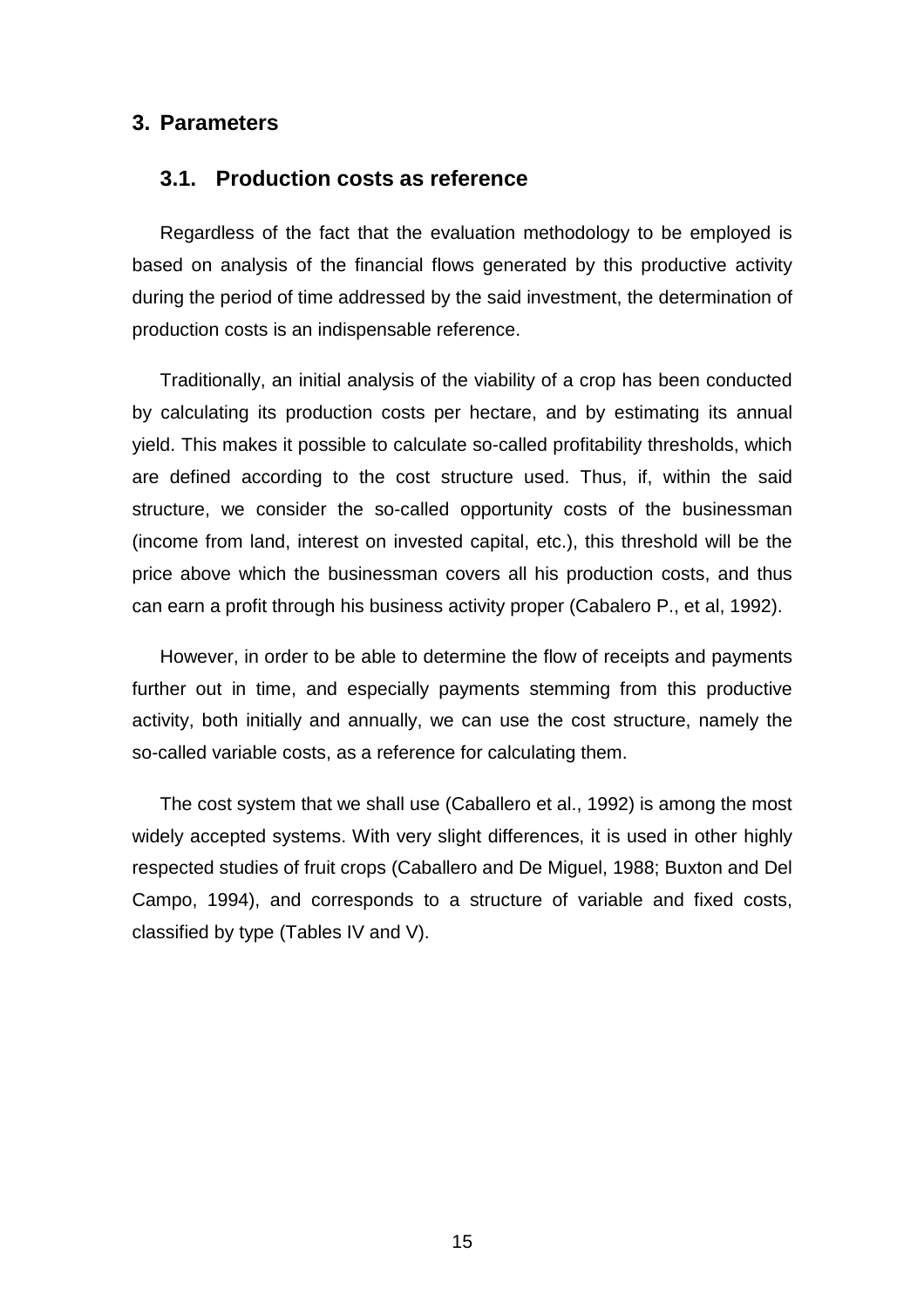## 3. Parameters

### 3.1. Production costs as reference

Regardless of the fact that the evaluation methodology to be employed is based on analysis of the financial flows generated by this productive activity during the period of time addressed by the said investment, the determination of production costs is an indispensable reference.

Traditionally, an initial analysis of the viability of a crop has been conducted by calculating its production costs per hectare, and by estimating its annual yield. This makes it possible to calculate so-called profitability thresholds, which are defined according to the cost structure used. Thus, if, within the said structure, we consider the so-called opportunity costs of the businessman (income from land, interest on invested capital, etc.), this threshold will be the price above which the businessman covers all his production costs, and thus can earn a profit through his business activity proper (Cabalero P., et al, 1992).

However, in order to be able to determine the flow of receipts and payments further out in time, and especially payments stemming from this productive activity, both initially and annually, we can use the cost structure, namely the so-called variable costs, as a reference for calculating them.

The cost system that we shall use (Caballero et al., 1992) is among the most widely accepted systems. With very slight differences, it is used in other highly respected studies of fruit crops (Caballero and De Miguel, 1988; Buxton and Del Campo, 1994), and corresponds to a structure of variable and fixed costs, classified by type (Tables IV and V).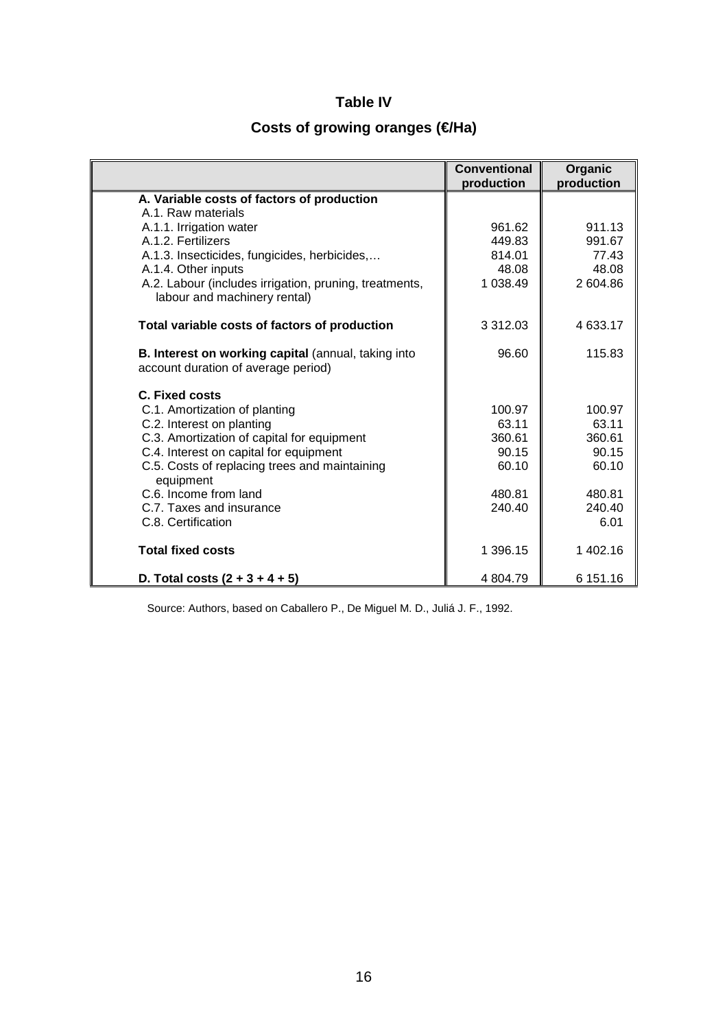**Table IV**

**Costs of growing oranges (€/Ha)**

| | Conventional production | Organic production |
|---|---|---|
| **A. Variable costs of factors of production** | | |
| A.1. Raw materials | | |
| A.1.1. Irrigation water | 961.62 | 911.13 |
| A.1.2. Fertilizers | 449.83 | 991.67 |
| A.1.3. Insecticides, fungicides, herbicides,… | 814.01 | 77.43 |
| A.1.4. Other inputs | 48.08 | 48.08 |
| A.2. Labour (includes irrigation, pruning, treatments, labour and machinery rental) | 1 038.49 | 2 604.86 |
| **Total variable costs of factors of production** | 3 312.03 | 4 633.17 |
| **B. Interest on working capital** (annual, taking into account duration of average period) | 96.60 | 115.83 |
| **C. Fixed costs** | | |
| C.1. Amortization of planting | 100.97 | 100.97 |
| C.2. Interest on planting | 63.11 | 63.11 |
| C.3. Amortization of capital for equipment | 360.61 | 360.61 |
| C.4. Interest on capital for equipment | 90.15 | 90.15 |
| C.5. Costs of replacing trees and maintaining equipment | 60.10 | 60.10 |
| C.6. Income from land | 480.81 | 480.81 |
| C.7. Taxes and insurance | 240.40 | 240.40 |
| C.8. Certification | | 6.01 |
| **Total fixed costs** | 1 396.15 | 1 402.16 |
| **D. Total costs (2 + 3 + 4 + 5)** | 4 804.79 | 6 151.16 |

Source: Authors, based on Caballero P., De Miguel M. D., Juliá J. F., 1992.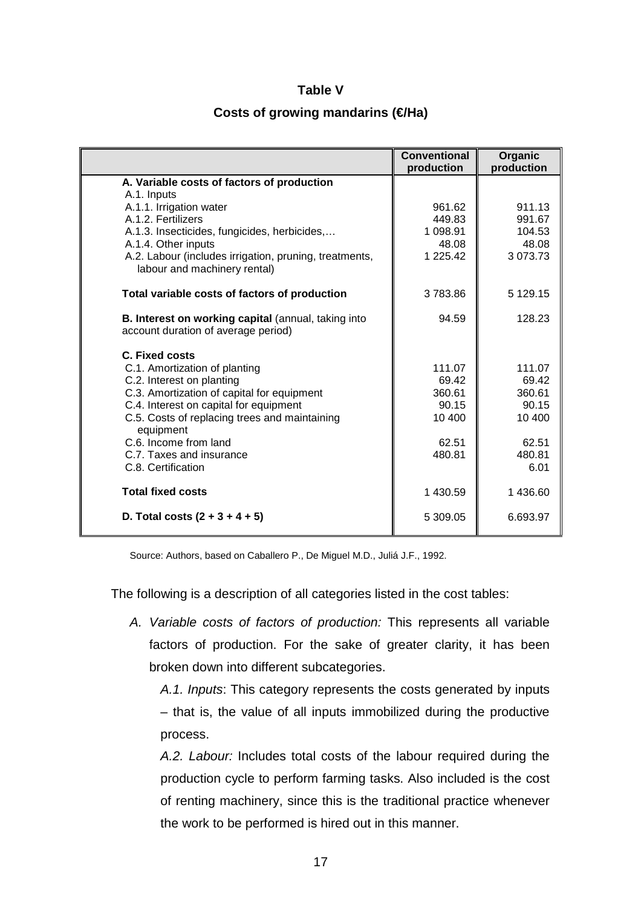**Table V**

**Costs of growing mandarins (€/Ha)**

| | Conventional production | Organic production |
|---|---|---|
| **A. Variable costs of factors of production** | | |
| A.1. Inputs | | |
| A.1.1. Irrigation water | 961.62 | 911.13 |
| A.1.2. Fertilizers | 449.83 | 991.67 |
| A.1.3. Insecticides, fungicides, herbicides,… | 1 098.91 | 104.53 |
| A.1.4. Other inputs | 48.08 | 48.08 |
| A.2. Labour (includes irrigation, pruning, treatments, labour and machinery rental) | 1 225.42 | 3 073.73 |
| **Total variable costs of factors of production** | 3 783.86 | 5 129.15 |
| **B. Interest on working capital** (annual, taking into account duration of average period) | 94.59 | 128.23 |
| **C. Fixed costs** | | |
| C.1. Amortization of planting | 111.07 | 111.07 |
| C.2. Interest on planting | 69.42 | 69.42 |
| C.3. Amortization of capital for equipment | 360.61 | 360.61 |
| C.4. Interest on capital for equipment | 90.15 | 90.15 |
| C.5. Costs of replacing trees and maintaining equipment | 10 400 | 10 400 |
| C.6. Income from land | 62.51 | 62.51 |
| C.7. Taxes and insurance | 480.81 | 480.81 |
| C.8. Certification | | 6.01 |
| **Total fixed costs** | 1 430.59 | 1 436.60 |
| **D. Total costs (2 + 3 + 4 + 5)** | 5 309.05 | 6.693.97 |

Source: Authors, based on Caballero P., De Miguel M.D., Juliá J.F., 1992.

The following is a description of all categories listed in the cost tables:

A. *Variable costs of factors of production:* This represents all variable factors of production. For the sake of greater clarity, it has been broken down into different subcategories.

   *A.1. Inputs*: This category represents the costs generated by inputs – that is, the value of all inputs immobilized during the productive process.

   *A.2. Labour:* Includes total costs of the labour required during the production cycle to perform farming tasks. Also included is the cost of renting machinery, since this is the traditional practice whenever the work to be performed is hired out in this manner.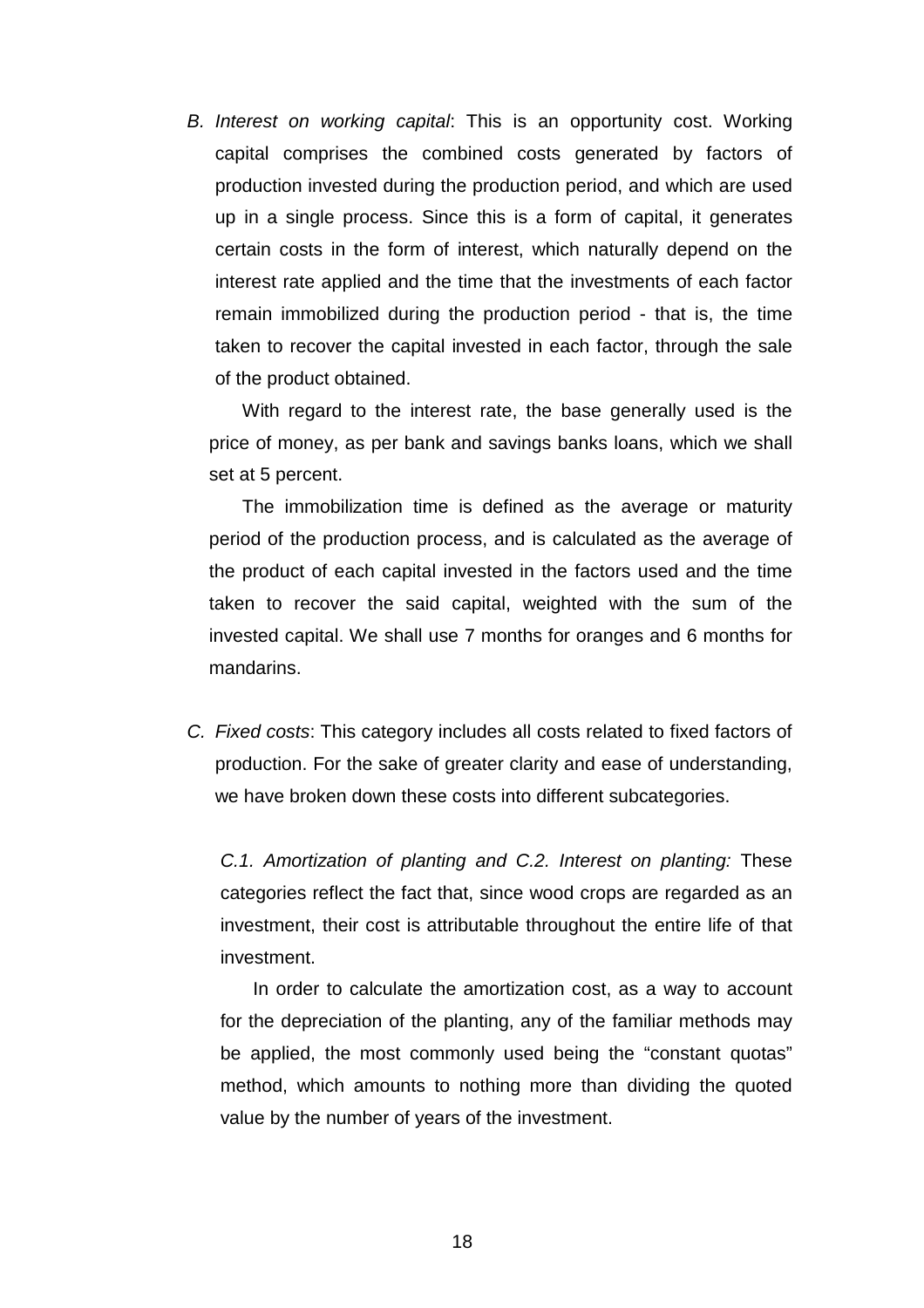*B. Interest on working capital*: This is an opportunity cost. Working capital comprises the combined costs generated by factors of production invested during the production period, and which are used up in a single process. Since this is a form of capital, it generates certain costs in the form of interest, which naturally depend on the interest rate applied and the time that the investments of each factor remain immobilized during the production period - that is, the time taken to recover the capital invested in each factor, through the sale of the product obtained.

With regard to the interest rate, the base generally used is the price of money, as per bank and savings banks loans, which we shall set at 5 percent.

The immobilization time is defined as the average or maturity period of the production process, and is calculated as the average of the product of each capital invested in the factors used and the time taken to recover the said capital, weighted with the sum of the invested capital. We shall use 7 months for oranges and 6 months for mandarins.

*C. Fixed costs*: This category includes all costs related to fixed factors of production. For the sake of greater clarity and ease of understanding, we have broken down these costs into different subcategories.

*C.1. Amortization of planting and C.2. Interest on planting:* These categories reflect the fact that, since wood crops are regarded as an investment, their cost is attributable throughout the entire life of that investment.

In order to calculate the amortization cost, as a way to account for the depreciation of the planting, any of the familiar methods may be applied, the most commonly used being the "constant quotas" method, which amounts to nothing more than dividing the quoted value by the number of years of the investment.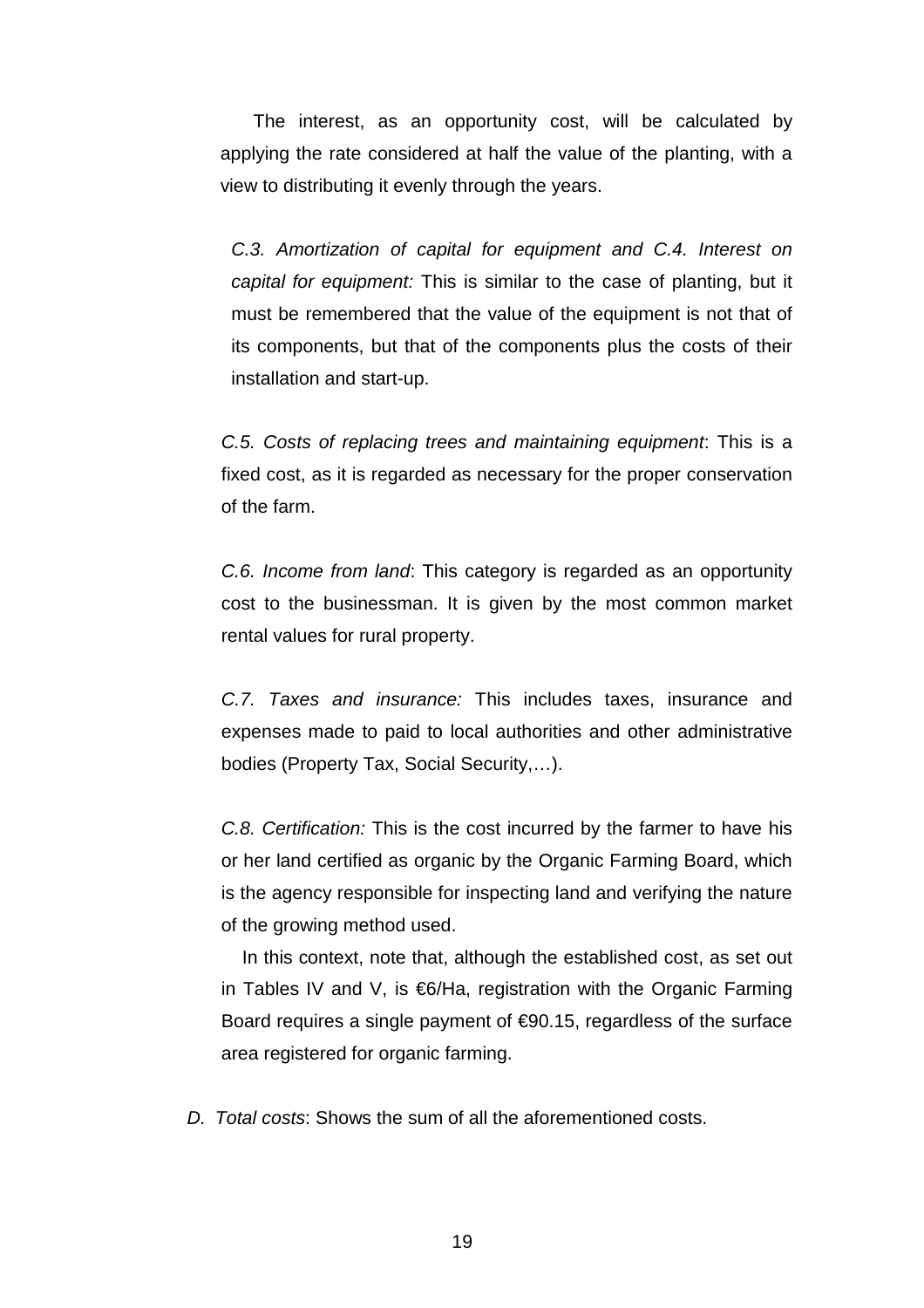The interest, as an opportunity cost, will be calculated by applying the rate considered at half the value of the planting, with a view to distributing it evenly through the years.

*C.3. Amortization of capital for equipment and C.4. Interest on capital for equipment:* This is similar to the case of planting, but it must be remembered that the value of the equipment is not that of its components, but that of the components plus the costs of their installation and start-up.

*C.5. Costs of replacing trees and maintaining equipment*: This is a fixed cost, as it is regarded as necessary for the proper conservation of the farm.

*C.6. Income from land*: This category is regarded as an opportunity cost to the businessman. It is given by the most common market rental values for rural property.

*C.7. Taxes and insurance:* This includes taxes, insurance and expenses made to paid to local authorities and other administrative bodies (Property Tax, Social Security,…).

*C.8. Certification:* This is the cost incurred by the farmer to have his or her land certified as organic by the Organic Farming Board, which is the agency responsible for inspecting land and verifying the nature of the growing method used.

In this context, note that, although the established cost, as set out in Tables IV and V, is €6/Ha, registration with the Organic Farming Board requires a single payment of €90.15, regardless of the surface area registered for organic farming.

*D. Total costs*: Shows the sum of all the aforementioned costs.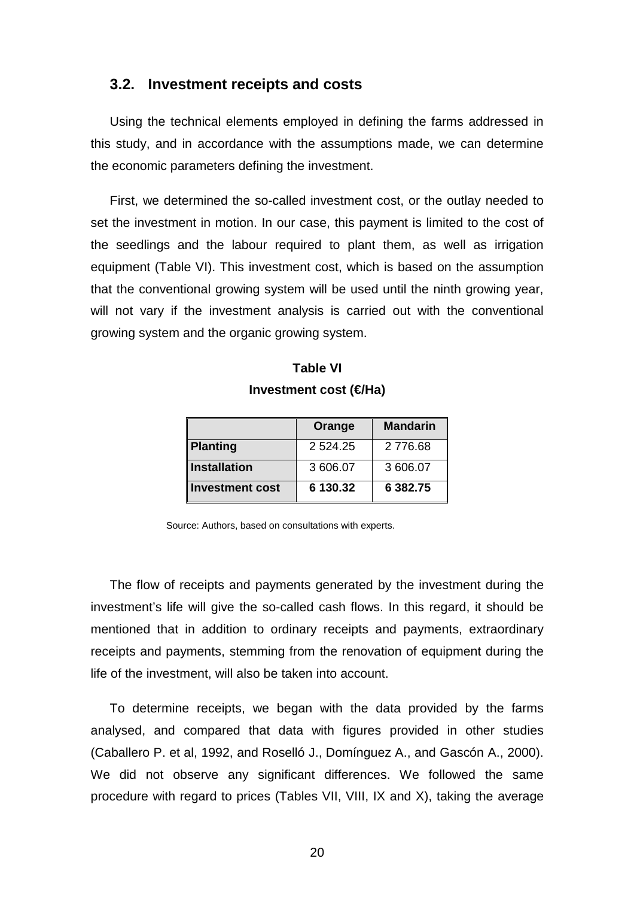### 3.2. Investment receipts and costs

Using the technical elements employed in defining the farms addressed in this study, and in accordance with the assumptions made, we can determine the economic parameters defining the investment.

First, we determined the so-called investment cost, or the outlay needed to set the investment in motion. In our case, this payment is limited to the cost of the seedlings and the labour required to plant them, as well as irrigation equipment (Table VI). This investment cost, which is based on the assumption that the conventional growing system will be used until the ninth growing year, will not vary if the investment analysis is carried out with the conventional growing system and the organic growing system.

**Table VI**

**Investment cost (€/Ha)**

| | Orange | Mandarin |
|---|---|---|
| **Planting** | 2 524.25 | 2 776.68 |
| **Installation** | 3 606.07 | 3 606.07 |
| **Investment cost** | **6 130.32** | **6 382.75** |

Source: Authors, based on consultations with experts.

The flow of receipts and payments generated by the investment during the investment's life will give the so-called cash flows. In this regard, it should be mentioned that in addition to ordinary receipts and payments, extraordinary receipts and payments, stemming from the renovation of equipment during the life of the investment, will also be taken into account.

To determine receipts, we began with the data provided by the farms analysed, and compared that data with figures provided in other studies (Caballero P. et al, 1992, and Roselló J., Domínguez A., and Gascón A., 2000). We did not observe any significant differences. We followed the same procedure with regard to prices (Tables VII, VIII, IX and X), taking the average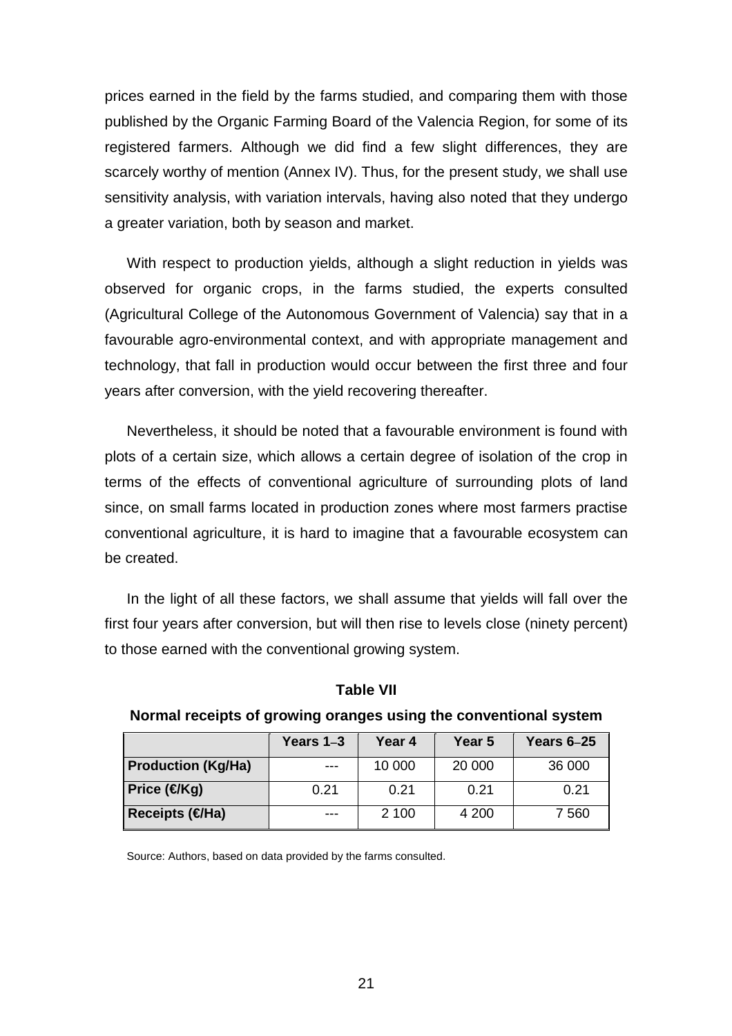prices earned in the field by the farms studied, and comparing them with those published by the Organic Farming Board of the Valencia Region, for some of its registered farmers. Although we did find a few slight differences, they are scarcely worthy of mention (Annex IV). Thus, for the present study, we shall use sensitivity analysis, with variation intervals, having also noted that they undergo a greater variation, both by season and market.

With respect to production yields, although a slight reduction in yields was observed for organic crops, in the farms studied, the experts consulted (Agricultural College of the Autonomous Government of Valencia) say that in a favourable agro-environmental context, and with appropriate management and technology, that fall in production would occur between the first three and four years after conversion, with the yield recovering thereafter.

Nevertheless, it should be noted that a favourable environment is found with plots of a certain size, which allows a certain degree of isolation of the crop in terms of the effects of conventional agriculture of surrounding plots of land since, on small farms located in production zones where most farmers practise conventional agriculture, it is hard to imagine that a favourable ecosystem can be created.

In the light of all these factors, we shall assume that yields will fall over the first four years after conversion, but will then rise to levels close (ninety percent) to those earned with the conventional growing system.

**Table VII**

**Normal receipts of growing oranges using the conventional system**

| | Years 1–3 | Year 4 | Year 5 | Years 6–25 |
|---|---|---|---|---|
| **Production (Kg/Ha)** | --- | 10 000 | 20 000 | 36 000 |
| **Price (€/Kg)** | 0.21 | 0.21 | 0.21 | 0.21 |
| **Receipts (€/Ha)** | --- | 2 100 | 4 200 | 7 560 |

Source: Authors, based on data provided by the farms consulted.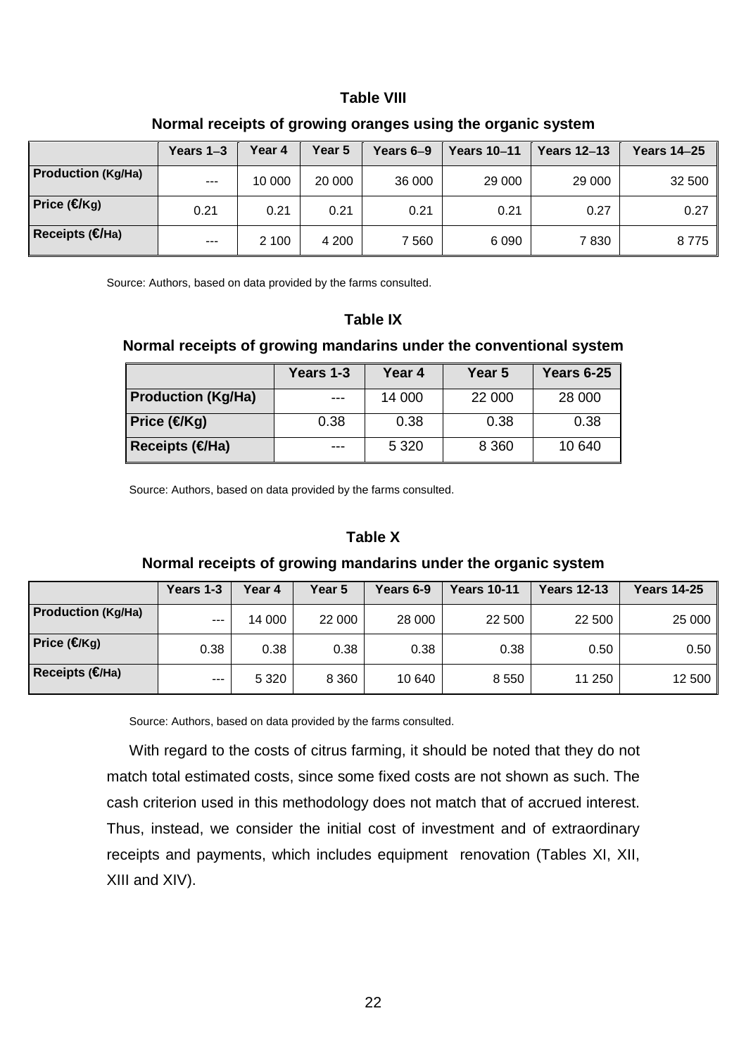**Table VIII**

**Normal receipts of growing oranges using the organic system**

| | Years 1–3 | Year 4 | Year 5 | Years 6–9 | Years 10–11 | Years 12–13 | Years 14–25 |
|---|---|---|---|---|---|---|---|
| **Production (Kg/Ha)** | --- | 10 000 | 20 000 | 36 000 | 29 000 | 29 000 | 32 500 |
| **Price (€/Kg)** | 0.21 | 0.21 | 0.21 | 0.21 | 0.21 | 0.27 | 0.27 |
| **Receipts (€/Ha)** | --- | 2 100 | 4 200 | 7 560 | 6 090 | 7 830 | 8 775 |

Source: Authors, based on data provided by the farms consulted.

**Table IX**

**Normal receipts of growing mandarins under the conventional system**

| | Years 1-3 | Year 4 | Year 5 | Years 6-25 |
|---|---|---|---|---|
| **Production (Kg/Ha)** | --- | 14 000 | 22 000 | 28 000 |
| **Price (€/Kg)** | 0.38 | 0.38 | 0.38 | 0.38 |
| **Receipts (€/Ha)** | --- | 5 320 | 8 360 | 10 640 |

Source: Authors, based on data provided by the farms consulted.

**Table X**

**Normal receipts of growing mandarins under the organic system**

| | Years 1-3 | Year 4 | Year 5 | Years 6-9 | Years 10-11 | Years 12-13 | Years 14-25 |
|---|---|---|---|---|---|---|---|
| **Production (Kg/Ha)** | --- | 14 000 | 22 000 | 28 000 | 22 500 | 22 500 | 25 000 |
| **Price (€/Kg)** | 0.38 | 0.38 | 0.38 | 0.38 | 0.38 | 0.50 | 0.50 |
| **Receipts (€/Ha)** | --- | 5 320 | 8 360 | 10 640 | 8 550 | 11 250 | 12 500 |

Source: Authors, based on data provided by the farms consulted.

With regard to the costs of citrus farming, it should be noted that they do not match total estimated costs, since some fixed costs are not shown as such. The cash criterion used in this methodology does not match that of accrued interest. Thus, instead, we consider the initial cost of investment and of extraordinary receipts and payments, which includes equipment renovation (Tables XI, XII, XIII and XIV).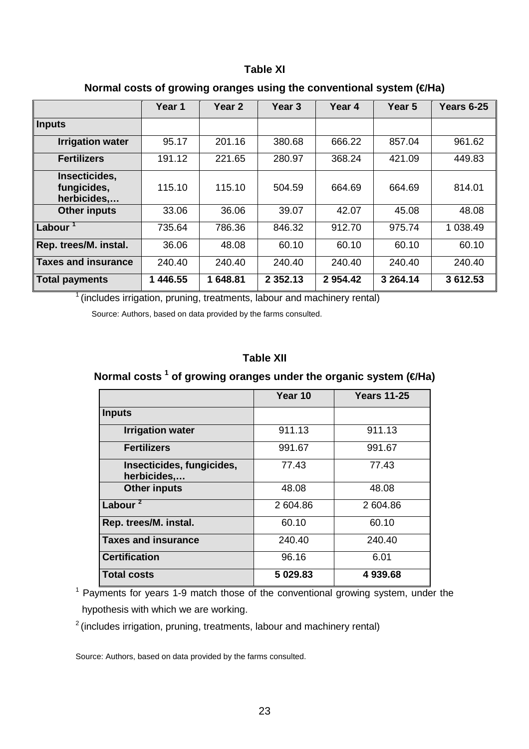**Table XI**

**Normal costs of growing oranges using the conventional system (€/Ha)**

| | Year 1 | Year 2 | Year 3 | Year 4 | Year 5 | Years 6-25 |
|---|---|---|---|---|---|---|
| **Inputs** | | | | | | |
| **Irrigation water** | 95.17 | 201.16 | 380.68 | 666.22 | 857.04 | 961.62 |
| **Fertilizers** | 191.12 | 221.65 | 280.97 | 368.24 | 421.09 | 449.83 |
| **Insecticides, fungicides, herbicides,…** | 115.10 | 115.10 | 504.59 | 664.69 | 664.69 | 814.01 |
| **Other inputs** | 33.06 | 36.06 | 39.07 | 42.07 | 45.08 | 48.08 |
| **Labour [1]** | 735.64 | 786.36 | 846.32 | 912.70 | 975.74 | 1 038.49 |
| **Rep. trees/M. instal.** | 36.06 | 48.08 | 60.10 | 60.10 | 60.10 | 60.10 |
| **Taxes and insurance** | 240.40 | 240.40 | 240.40 | 240.40 | 240.40 | 240.40 |
| **Total payments** | **1 446.55** | **1 648.81** | **2 352.13** | **2 954.42** | **3 264.14** | **3 612.53** |

[1] (includes irrigation, pruning, treatments, labour and machinery rental)

Source: Authors, based on data provided by the farms consulted.

**Table XII**

**Normal costs [1] of growing oranges under the organic system (€/Ha)**

| | Year 10 | Years 11-25 |
|---|---|---|
| **Inputs** | | |
| **Irrigation water** | 911.13 | 911.13 |
| **Fertilizers** | 991.67 | 991.67 |
| **Insecticides, fungicides, herbicides,…** | 77.43 | 77.43 |
| **Other inputs** | 48.08 | 48.08 |
| **Labour [2]** | 2 604.86 | 2 604.86 |
| **Rep. trees/M. instal.** | 60.10 | 60.10 |
| **Taxes and insurance** | 240.40 | 240.40 |
| **Certification** | 96.16 | 6.01 |
| **Total costs** | **5 029.83** | **4 939.68** |

[1] Payments for years 1-9 match those of the conventional growing system, under the hypothesis with which we are working.

[2] (includes irrigation, pruning, treatments, labour and machinery rental)

Source: Authors, based on data provided by the farms consulted.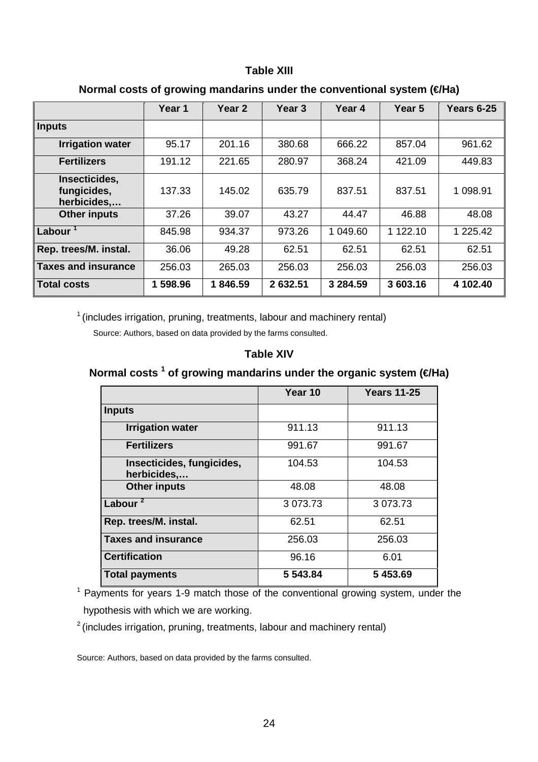**Table XIII**

**Normal costs of growing mandarins under the conventional system (€/Ha)**

| | Year 1 | Year 2 | Year 3 | Year 4 | Year 5 | Years 6-25 |
|---|---|---|---|---|---|---|
| **Inputs** | | | | | | |
| **Irrigation water** | 95.17 | 201.16 | 380.68 | 666.22 | 857.04 | 961.62 |
| **Fertilizers** | 191.12 | 221.65 | 280.97 | 368.24 | 421.09 | 449.83 |
| **Insecticides, fungicides, herbicides,…** | 137.33 | 145.02 | 635.79 | 837.51 | 837.51 | 1 098.91 |
| **Other inputs** | 37.26 | 39.07 | 43.27 | 44.47 | 46.88 | 48.08 |
| **Labour [1]** | 845.98 | 934.37 | 973.26 | 1 049.60 | 1 122.10 | 1 225.42 |
| **Rep. trees/M. instal.** | 36.06 | 49.28 | 62.51 | 62.51 | 62.51 | 62.51 |
| **Taxes and insurance** | 256.03 | 265.03 | 256.03 | 256.03 | 256.03 | 256.03 |
| **Total costs** | **1 598.96** | **1 846.59** | **2 632.51** | **3 284.59** | **3 603.16** | **4 102.40** |

[1] (includes irrigation, pruning, treatments, labour and machinery rental)

Source: Authors, based on data provided by the farms consulted.

**Table XIV**

**Normal costs [1] of growing mandarins under the organic system (€/Ha)**

| | Year 10 | Years 11-25 |
|---|---|---|
| **Inputs** | | |
| **Irrigation water** | 911.13 | 911.13 |
| **Fertilizers** | 991.67 | 991.67 |
| **Insecticides, fungicides, herbicides,…** | 104.53 | 104.53 |
| **Other inputs** | 48.08 | 48.08 |
| **Labour [2]** | 3 073.73 | 3 073.73 |
| **Rep. trees/M. instal.** | 62.51 | 62.51 |
| **Taxes and insurance** | 256.03 | 256.03 |
| **Certification** | 96.16 | 6.01 |
| **Total payments** | **5 543.84** | **5 453.69** |

[1] Payments for years 1-9 match those of the conventional growing system, under the hypothesis with which we are working.

[2] (includes irrigation, pruning, treatments, labour and machinery rental)

Source: Authors, based on data provided by the farms consulted.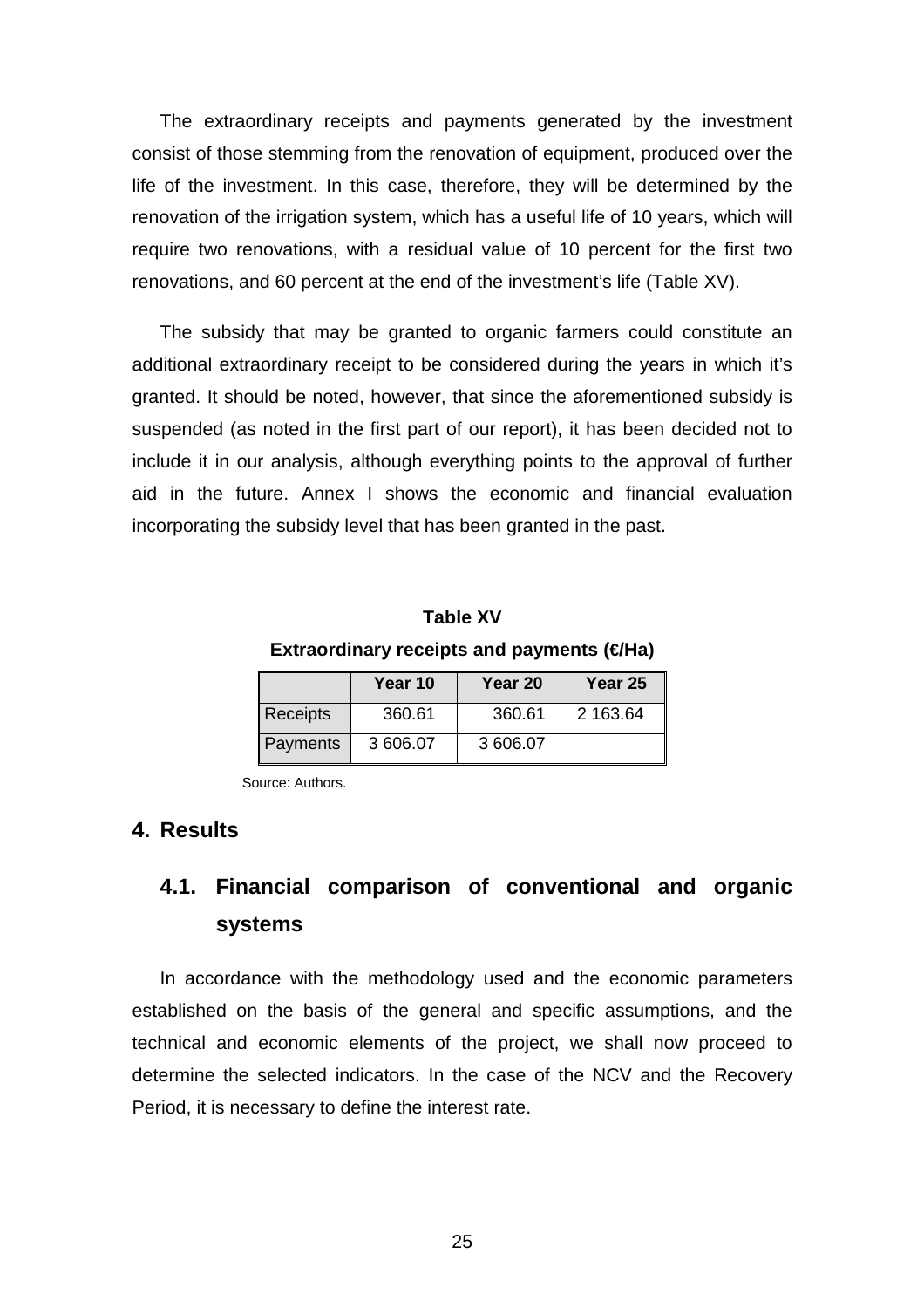The extraordinary receipts and payments generated by the investment consist of those stemming from the renovation of equipment, produced over the life of the investment. In this case, therefore, they will be determined by the renovation of the irrigation system, which has a useful life of 10 years, which will require two renovations, with a residual value of 10 percent for the first two renovations, and 60 percent at the end of the investment's life (Table XV).

The subsidy that may be granted to organic farmers could constitute an additional extraordinary receipt to be considered during the years in which it's granted. It should be noted, however, that since the aforementioned subsidy is suspended (as noted in the first part of our report), it has been decided not to include it in our analysis, although everything points to the approval of further aid in the future. Annex I shows the economic and financial evaluation incorporating the subsidy level that has been granted in the past.

**Table XV**

**Extraordinary receipts and payments (€/Ha)**

| | Year 10 | Year 20 | Year 25 |
|---|---|---|---|
| Receipts | 360.61 | 360.61 | 2 163.64 |
| Payments | 3 606.07 | 3 606.07 | |

Source: Authors.

## 4. Results

### 4.1. Financial comparison of conventional and organic systems

In accordance with the methodology used and the economic parameters established on the basis of the general and specific assumptions, and the technical and economic elements of the project, we shall now proceed to determine the selected indicators. In the case of the NCV and the Recovery Period, it is necessary to define the interest rate.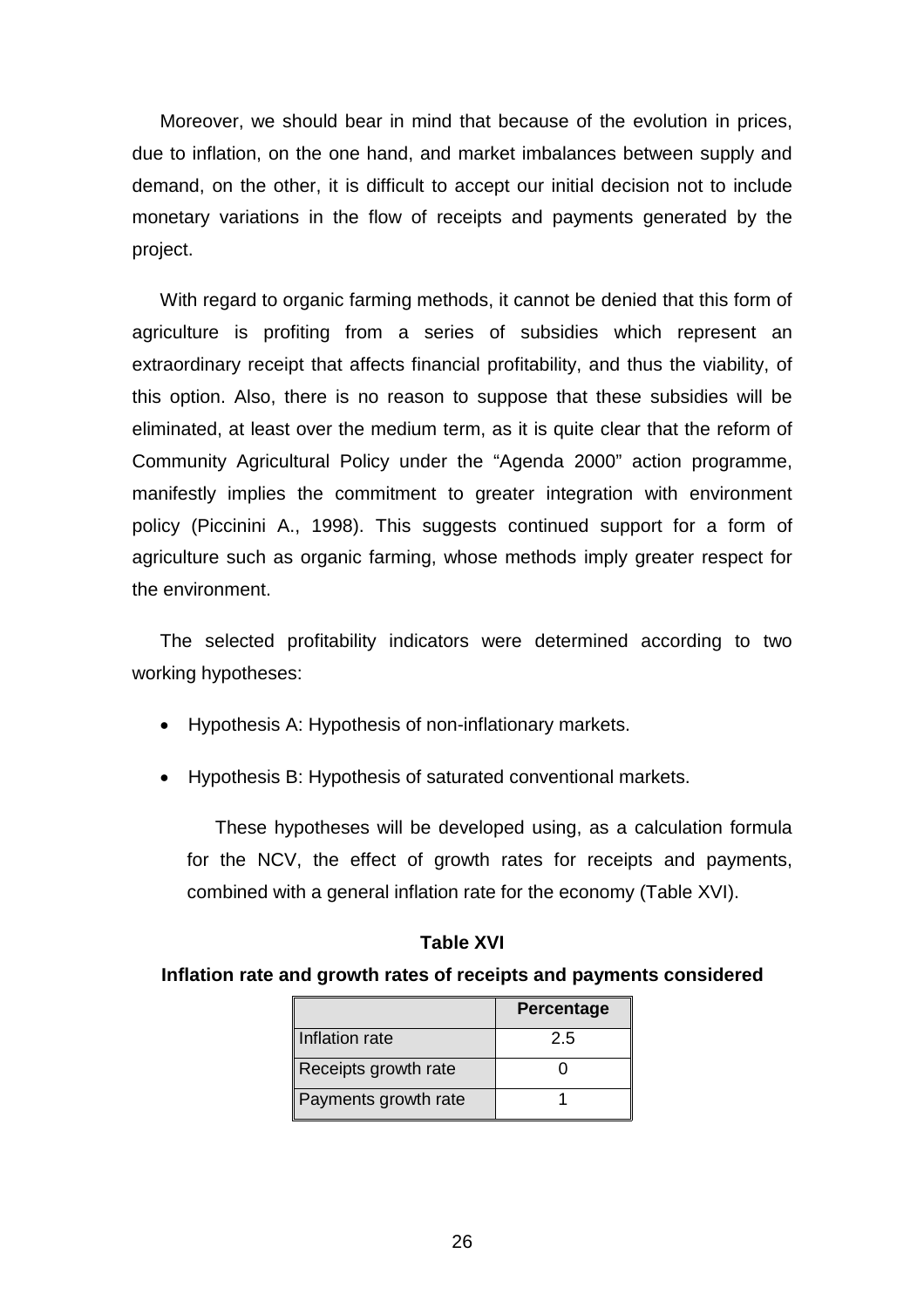Moreover, we should bear in mind that because of the evolution in prices, due to inflation, on the one hand, and market imbalances between supply and demand, on the other, it is difficult to accept our initial decision not to include monetary variations in the flow of receipts and payments generated by the project.

With regard to organic farming methods, it cannot be denied that this form of agriculture is profiting from a series of subsidies which represent an extraordinary receipt that affects financial profitability, and thus the viability, of this option. Also, there is no reason to suppose that these subsidies will be eliminated, at least over the medium term, as it is quite clear that the reform of Community Agricultural Policy under the "Agenda 2000" action programme, manifestly implies the commitment to greater integration with environment policy (Piccinini A., 1998). This suggests continued support for a form of agriculture such as organic farming, whose methods imply greater respect for the environment.

The selected profitability indicators were determined according to two working hypotheses:

- Hypothesis A: Hypothesis of non-inflationary markets.
- Hypothesis B: Hypothesis of saturated conventional markets.

These hypotheses will be developed using, as a calculation formula for the NCV, the effect of growth rates for receipts and payments, combined with a general inflation rate for the economy (Table XVI).

**Table XVI**

**Inflation rate and growth rates of receipts and payments considered**

| | Percentage |
|---|---|
| Inflation rate | 2.5 |
| Receipts growth rate | 0 |
| Payments growth rate | 1 |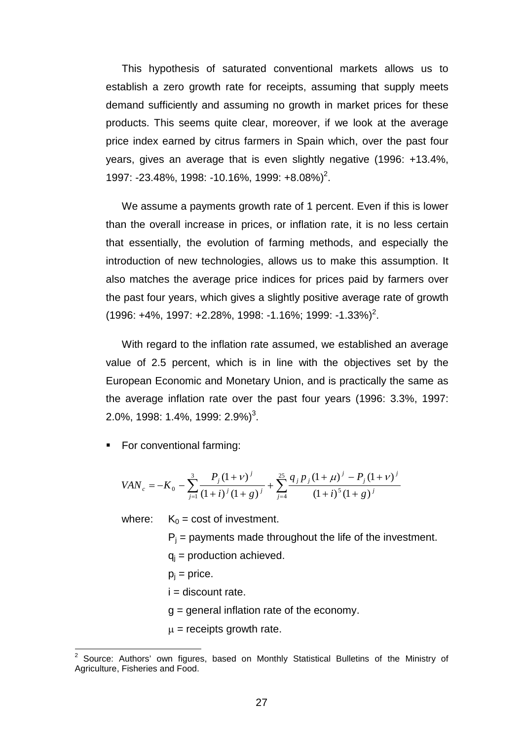This hypothesis of saturated conventional markets allows us to establish a zero growth rate for receipts, assuming that supply meets demand sufficiently and assuming no growth in market prices for these products. This seems quite clear, moreover, if we look at the average price index earned by citrus farmers in Spain which, over the past four years, gives an average that is even slightly negative (1996: +13.4%, 1997: -23.48%, 1998: -10.16%, 1999: +8.08%)[2].

We assume a payments growth rate of 1 percent. Even if this is lower than the overall increase in prices, or inflation rate, it is no less certain that essentially, the evolution of farming methods, and especially the introduction of new technologies, allows us to make this assumption. It also matches the average price indices for prices paid by farmers over the past four years, which gives a slightly positive average rate of growth (1996: +4%, 1997: +2.28%, 1998: -1.16%; 1999: -1.33%)[2].

With regard to the inflation rate assumed, we established an average value of 2.5 percent, which is in line with the objectives set by the European Economic and Monetary Union, and is practically the same as the average inflation rate over the past four years (1996: 3.3%, 1997: 2.0%, 1998: 1.4%, 1999: 2.9%)[3].

- For conventional farming:

$$VAN_c = -K_0 - \sum_{j=1}^{3} \frac{P_j (1+\nu)^j}{(1+i)^j (1+g)^j} + \sum_{j=4}^{25} \frac{q_j p_j (1+\mu)^j - P_j (1+\nu)^j}{(1+i)^5 (1+g)^j}$$

where: $K_0$ = cost of investment.

$P_j$ = payments made throughout the life of the investment.

$q_j$ = production achieved.

$p_j$ = price.

$i$ = discount rate.

$g$ = general inflation rate of the economy.

$\mu$ = receipts growth rate.

---

[2] Source: Authors' own figures, based on Monthly Statistical Bulletins of the Ministry of Agriculture, Fisheries and Food.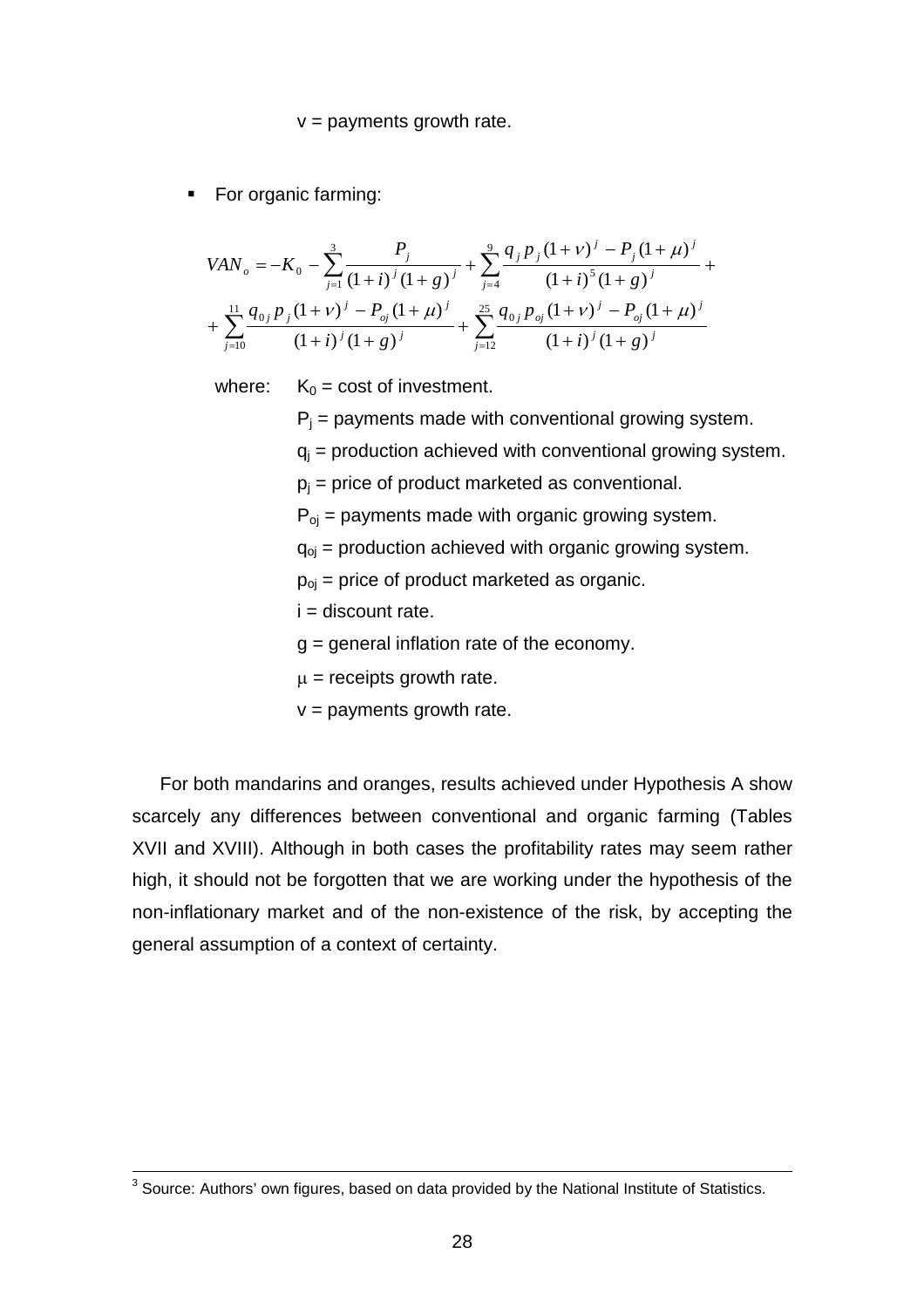v = payments growth rate.

- For organic farming:

$$VAN_o = -K_0 - \sum_{j=1}^{3} \frac{P_j}{(1+i)^j (1+g)^j} + \sum_{j=4}^{9} \frac{q_j p_j (1+\nu)^j - P_j (1+\mu)^j}{(1+i)^5 (1+g)^j} +$$
$$+ \sum_{j=10}^{11} \frac{q_{0j} p_j (1+\nu)^j - P_{oj} (1+\mu)^j}{(1+i)^j (1+g)^j} + \sum_{j=12}^{25} \frac{q_{0j} p_{oj} (1+\nu)^j - P_{oj} (1+\mu)^j}{(1+i)^j (1+g)^j}$$

where: $K_0$ = cost of investment.

$P_j$ = payments made with conventional growing system.

$q_j$ = production achieved with conventional growing system.

$p_j$ = price of product marketed as conventional.

$P_{oj}$ = payments made with organic growing system.

$q_{oj}$ = production achieved with organic growing system.

$p_{oj}$ = price of product marketed as organic.

i = discount rate.

g = general inflation rate of the economy.

$\mu$ = receipts growth rate.

v = payments growth rate.

For both mandarins and oranges, results achieved under Hypothesis A show scarcely any differences between conventional and organic farming (Tables XVII and XVIII). Although in both cases the profitability rates may seem rather high, it should not be forgotten that we are working under the hypothesis of the non-inflationary market and of the non-existence of the risk, by accepting the general assumption of a context of certainty.

[3] Source: Authors' own figures, based on data provided by the National Institute of Statistics.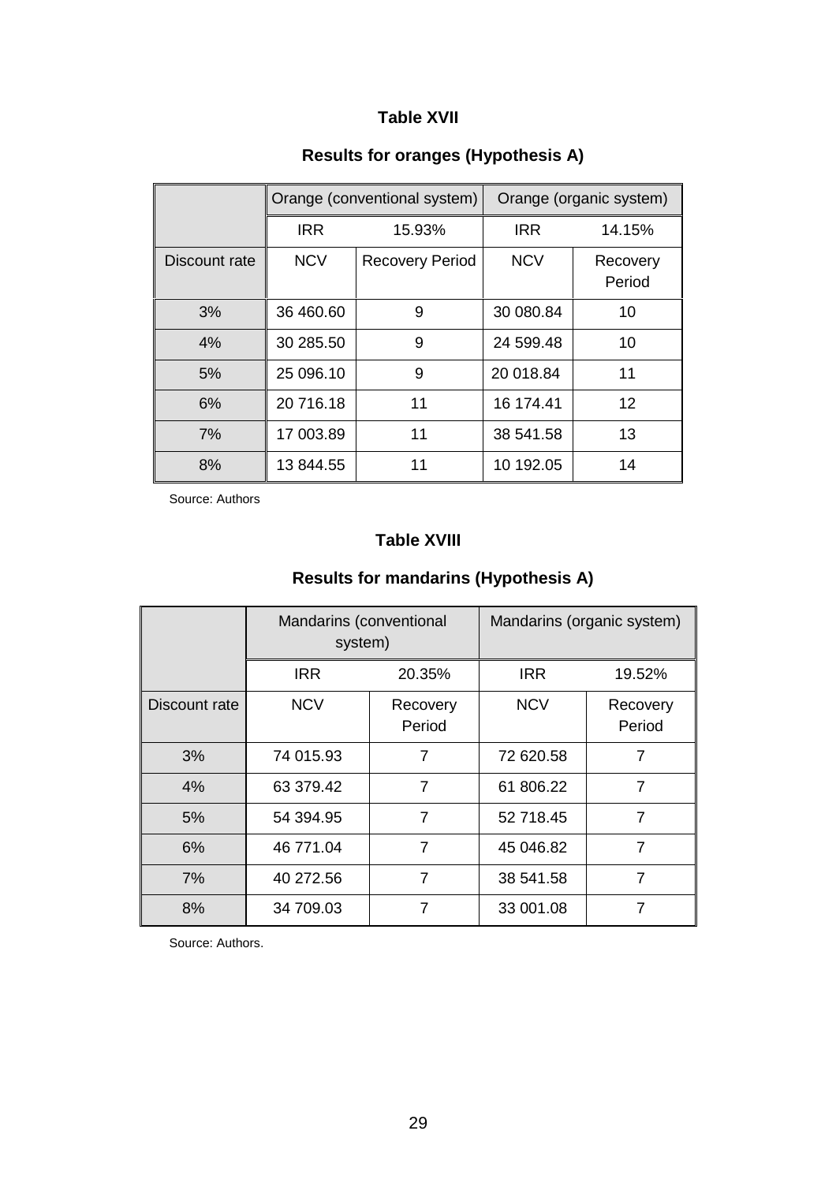**Table XVII**

**Results for oranges (Hypothesis A)**

| | Orange (conventional system) | | Orange (organic system) | |
|---|---|---|---|---|
| | IRR | 15.93% | IRR | 14.15% |
| Discount rate | NCV | Recovery Period | NCV | Recovery Period |
| 3% | 36 460.60 | 9 | 30 080.84 | 10 |
| 4% | 30 285.50 | 9 | 24 599.48 | 10 |
| 5% | 25 096.10 | 9 | 20 018.84 | 11 |
| 6% | 20 716.18 | 11 | 16 174.41 | 12 |
| 7% | 17 003.89 | 11 | 38 541.58 | 13 |
| 8% | 13 844.55 | 11 | 10 192.05 | 14 |

Source: Authors

**Table XVIII**

**Results for mandarins (Hypothesis A)**

| | Mandarins (conventional system) | | Mandarins (organic system) | |
|---|---|---|---|---|
| | IRR | 20.35% | IRR | 19.52% |
| Discount rate | NCV | Recovery Period | NCV | Recovery Period |
| 3% | 74 015.93 | 7 | 72 620.58 | 7 |
| 4% | 63 379.42 | 7 | 61 806.22 | 7 |
| 5% | 54 394.95 | 7 | 52 718.45 | 7 |
| 6% | 46 771.04 | 7 | 45 046.82 | 7 |
| 7% | 40 272.56 | 7 | 38 541.58 | 7 |
| 8% | 34 709.03 | 7 | 33 001.08 | 7 |

Source: Authors.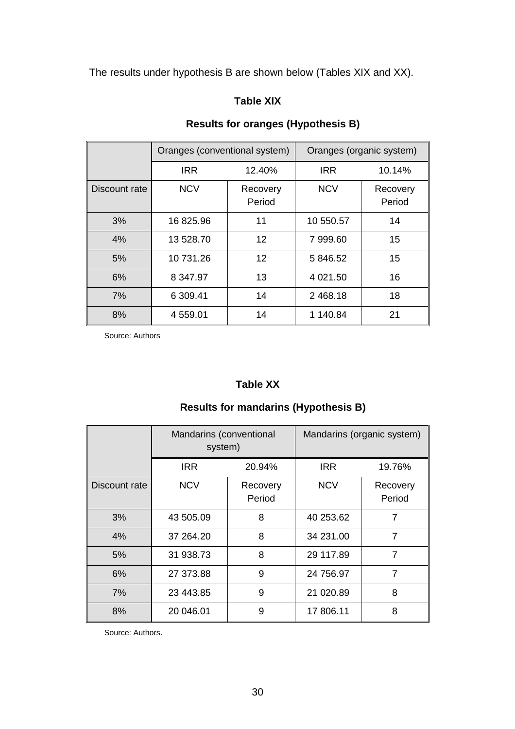The results under hypothesis B are shown below (Tables XIX and XX).

**Table XIX**

**Results for oranges (Hypothesis B)**

| | Oranges (conventional system) | | Oranges (organic system) | |
|---|---|---|---|---|
| | IRR | 12.40% | IRR | 10.14% |
| Discount rate | NCV | Recovery Period | NCV | Recovery Period |
| 3% | 16 825.96 | 11 | 10 550.57 | 14 |
| 4% | 13 528.70 | 12 | 7 999.60 | 15 |
| 5% | 10 731.26 | 12 | 5 846.52 | 15 |
| 6% | 8 347.97 | 13 | 4 021.50 | 16 |
| 7% | 6 309.41 | 14 | 2 468.18 | 18 |
| 8% | 4 559.01 | 14 | 1 140.84 | 21 |

Source: Authors

**Table XX**

**Results for mandarins (Hypothesis B)**

| | Mandarins (conventional system) | | Mandarins (organic system) | |
|---|---|---|---|---|
| | IRR | 20.94% | IRR | 19.76% |
| Discount rate | NCV | Recovery Period | NCV | Recovery Period |
| 3% | 43 505.09 | 8 | 40 253.62 | 7 |
| 4% | 37 264.20 | 8 | 34 231.00 | 7 |
| 5% | 31 938.73 | 8 | 29 117.89 | 7 |
| 6% | 27 373.88 | 9 | 24 756.97 | 7 |
| 7% | 23 443.85 | 9 | 21 020.89 | 8 |
| 8% | 20 046.01 | 9 | 17 806.11 | 8 |

Source: Authors.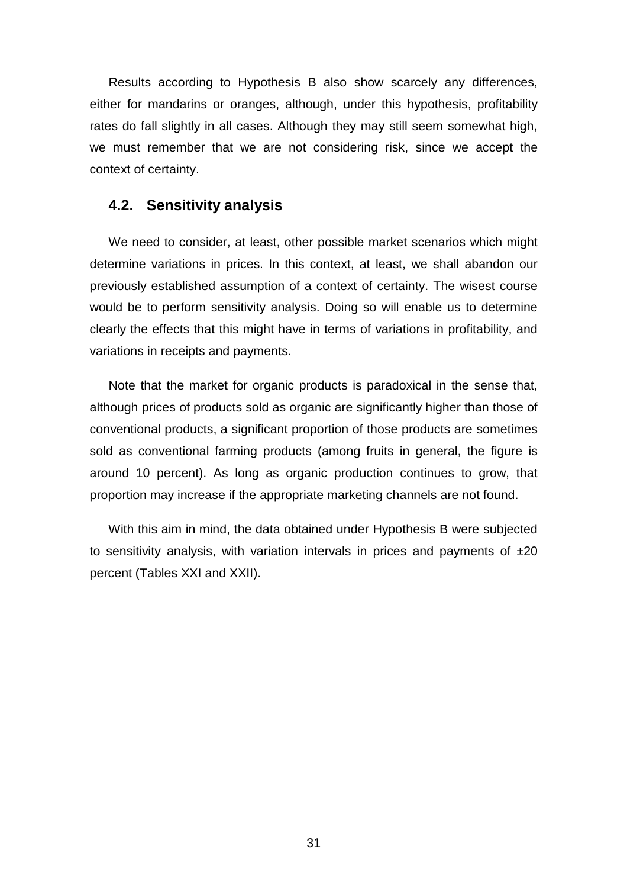Results according to Hypothesis B also show scarcely any differences, either for mandarins or oranges, although, under this hypothesis, profitability rates do fall slightly in all cases. Although they may still seem somewhat high, we must remember that we are not considering risk, since we accept the context of certainty.

## 4.2. Sensitivity analysis

We need to consider, at least, other possible market scenarios which might determine variations in prices. In this context, at least, we shall abandon our previously established assumption of a context of certainty. The wisest course would be to perform sensitivity analysis. Doing so will enable us to determine clearly the effects that this might have in terms of variations in profitability, and variations in receipts and payments.

Note that the market for organic products is paradoxical in the sense that, although prices of products sold as organic are significantly higher than those of conventional products, a significant proportion of those products are sometimes sold as conventional farming products (among fruits in general, the figure is around 10 percent). As long as organic production continues to grow, that proportion may increase if the appropriate marketing channels are not found.

With this aim in mind, the data obtained under Hypothesis B were subjected to sensitivity analysis, with variation intervals in prices and payments of ±20 percent (Tables XXI and XXII).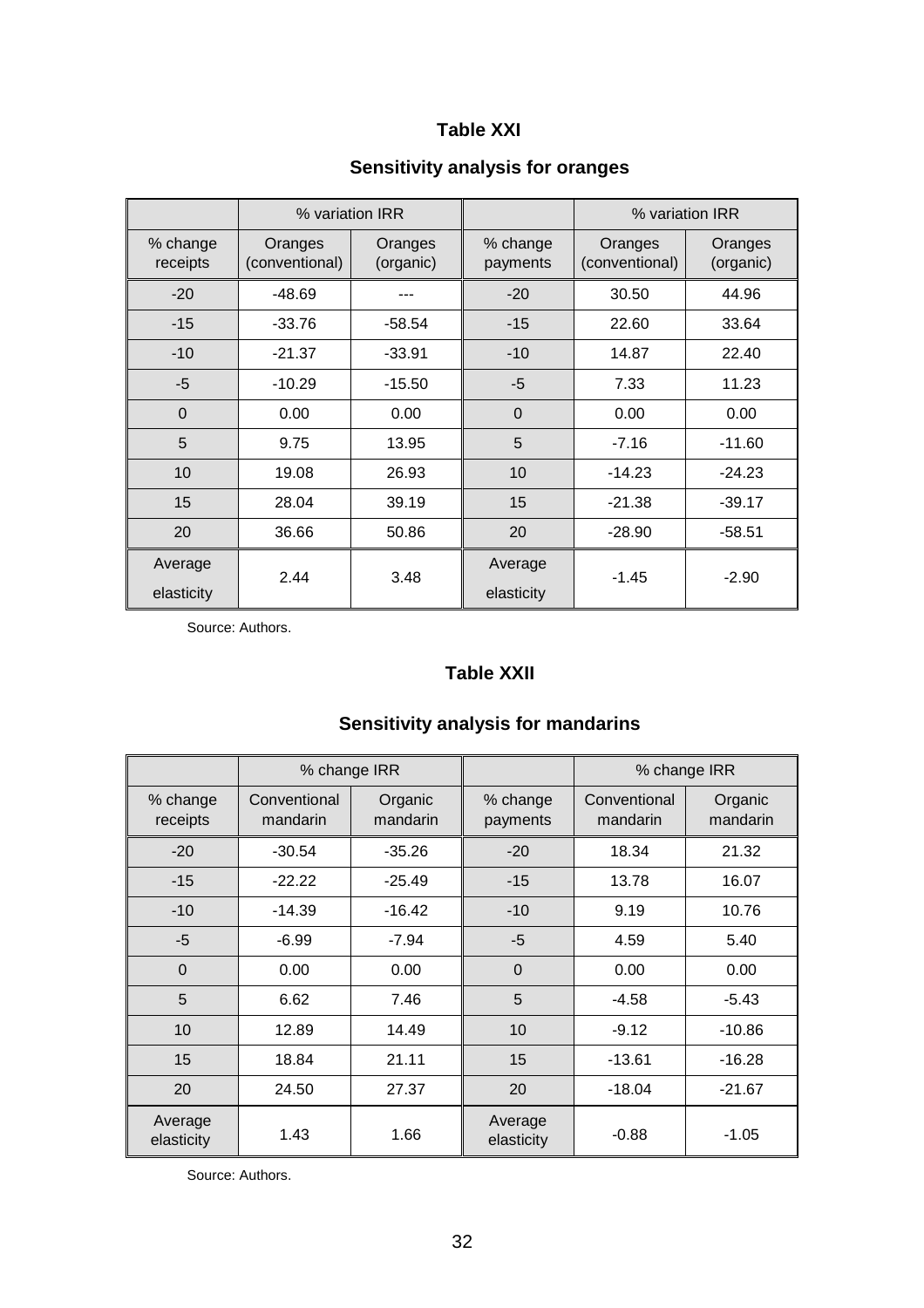**Table XXI**

**Sensitivity analysis for oranges**

| | % variation IRR | | | % variation IRR | |
|---|---|---|---|---|---|
| % change receipts | Oranges (conventional) | Oranges (organic) | % change payments | Oranges (conventional) | Oranges (organic) |
| -20 | -48.69 | --- | -20 | 30.50 | 44.96 |
| -15 | -33.76 | -58.54 | -15 | 22.60 | 33.64 |
| -10 | -21.37 | -33.91 | -10 | 14.87 | 22.40 |
| -5 | -10.29 | -15.50 | -5 | 7.33 | 11.23 |
| 0 | 0.00 | 0.00 | 0 | 0.00 | 0.00 |
| 5 | 9.75 | 13.95 | 5 | -7.16 | -11.60 |
| 10 | 19.08 | 26.93 | 10 | -14.23 | -24.23 |
| 15 | 28.04 | 39.19 | 15 | -21.38 | -39.17 |
| 20 | 36.66 | 50.86 | 20 | -28.90 | -58.51 |
| Average elasticity | 2.44 | 3.48 | Average elasticity | -1.45 | -2.90 |

Source: Authors.

**Table XXII**

**Sensitivity analysis for mandarins**

| | % change IRR | | | % change IRR | |
|---|---|---|---|---|---|
| % change receipts | Conventional mandarin | Organic mandarin | % change payments | Conventional mandarin | Organic mandarin |
| -20 | -30.54 | -35.26 | -20 | 18.34 | 21.32 |
| -15 | -22.22 | -25.49 | -15 | 13.78 | 16.07 |
| -10 | -14.39 | -16.42 | -10 | 9.19 | 10.76 |
| -5 | -6.99 | -7.94 | -5 | 4.59 | 5.40 |
| 0 | 0.00 | 0.00 | 0 | 0.00 | 0.00 |
| 5 | 6.62 | 7.46 | 5 | -4.58 | -5.43 |
| 10 | 12.89 | 14.49 | 10 | -9.12 | -10.86 |
| 15 | 18.84 | 21.11 | 15 | -13.61 | -16.28 |
| 20 | 24.50 | 27.37 | 20 | -18.04 | -21.67 |
| Average elasticity | 1.43 | 1.66 | Average elasticity | -0.88 | -1.05 |

Source: Authors.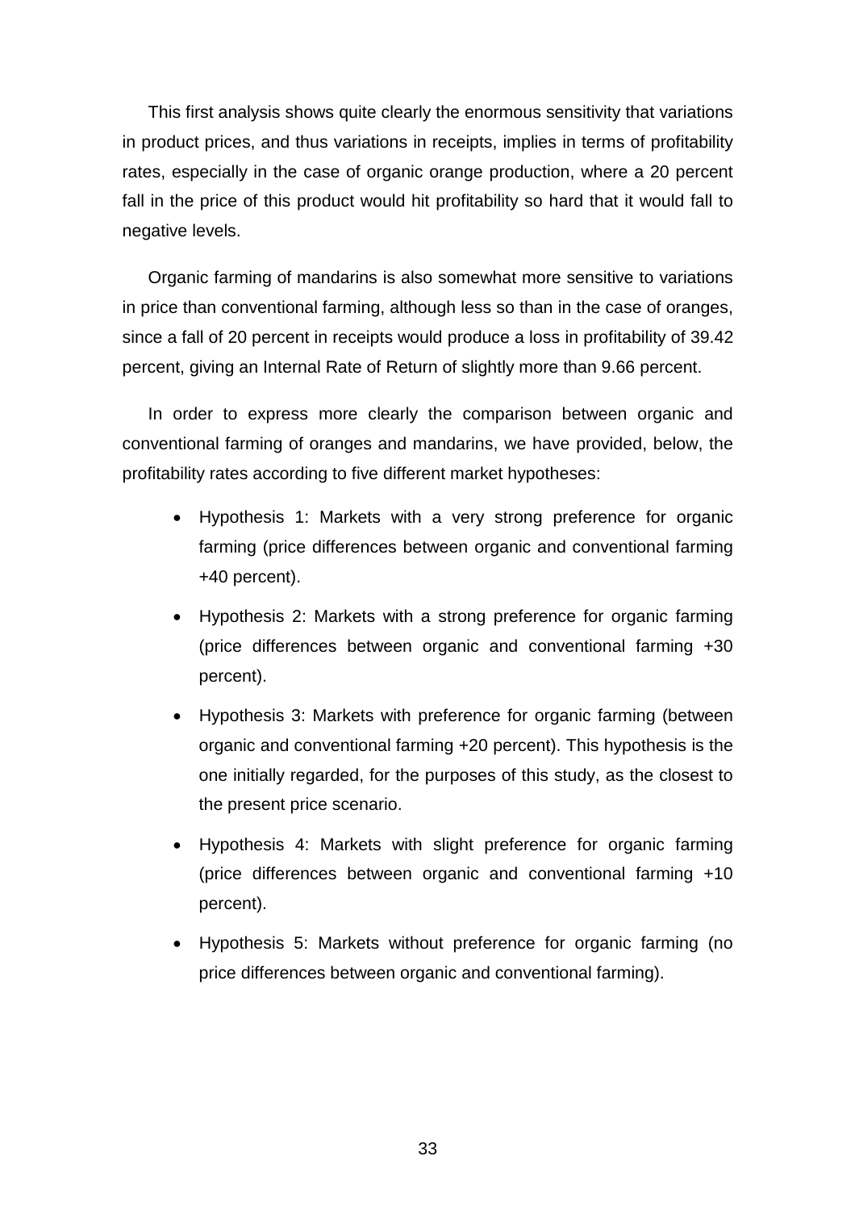This first analysis shows quite clearly the enormous sensitivity that variations in product prices, and thus variations in receipts, implies in terms of profitability rates, especially in the case of organic orange production, where a 20 percent fall in the price of this product would hit profitability so hard that it would fall to negative levels.

Organic farming of mandarins is also somewhat more sensitive to variations in price than conventional farming, although less so than in the case of oranges, since a fall of 20 percent in receipts would produce a loss in profitability of 39.42 percent, giving an Internal Rate of Return of slightly more than 9.66 percent.

In order to express more clearly the comparison between organic and conventional farming of oranges and mandarins, we have provided, below, the profitability rates according to five different market hypotheses:

- Hypothesis 1: Markets with a very strong preference for organic farming (price differences between organic and conventional farming +40 percent).
- Hypothesis 2: Markets with a strong preference for organic farming (price differences between organic and conventional farming +30 percent).
- Hypothesis 3: Markets with preference for organic farming (between organic and conventional farming +20 percent). This hypothesis is the one initially regarded, for the purposes of this study, as the closest to the present price scenario.
- Hypothesis 4: Markets with slight preference for organic farming (price differences between organic and conventional farming +10 percent).
- Hypothesis 5: Markets without preference for organic farming (no price differences between organic and conventional farming).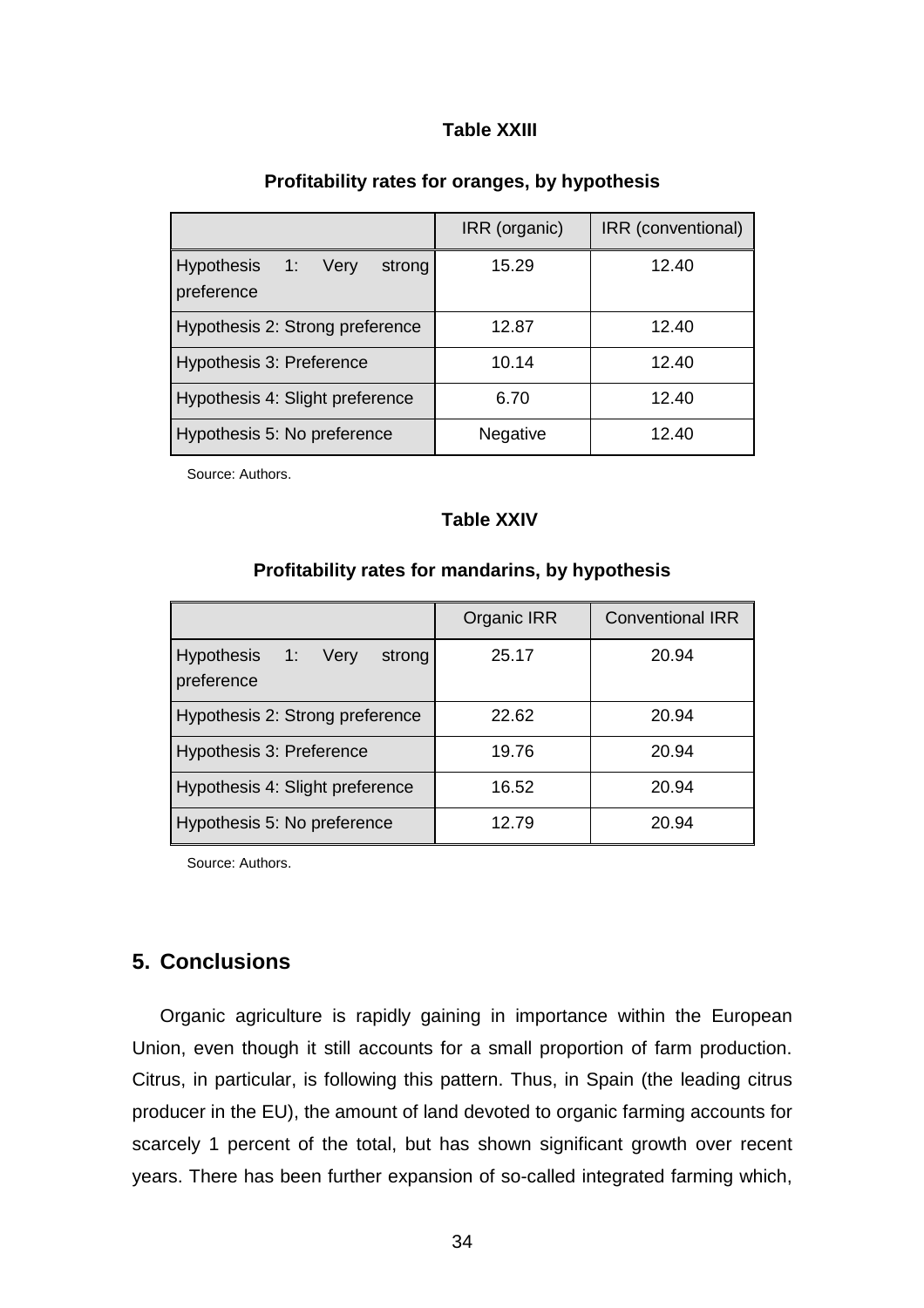**Table XXIII**

**Profitability rates for oranges, by hypothesis**

| | IRR (organic) | IRR (conventional) |
|---|---|---|
| Hypothesis 1: Very strong preference | 15.29 | 12.40 |
| Hypothesis 2: Strong preference | 12.87 | 12.40 |
| Hypothesis 3: Preference | 10.14 | 12.40 |
| Hypothesis 4: Slight preference | 6.70 | 12.40 |
| Hypothesis 5: No preference | Negative | 12.40 |

Source: Authors.

**Table XXIV**

**Profitability rates for mandarins, by hypothesis**

| | Organic IRR | Conventional IRR |
|---|---|---|
| Hypothesis 1: Very strong preference | 25.17 | 20.94 |
| Hypothesis 2: Strong preference | 22.62 | 20.94 |
| Hypothesis 3: Preference | 19.76 | 20.94 |
| Hypothesis 4: Slight preference | 16.52 | 20.94 |
| Hypothesis 5: No preference | 12.79 | 20.94 |

Source: Authors.

## 5. Conclusions

Organic agriculture is rapidly gaining in importance within the European Union, even though it still accounts for a small proportion of farm production. Citrus, in particular, is following this pattern. Thus, in Spain (the leading citrus producer in the EU), the amount of land devoted to organic farming accounts for scarcely 1 percent of the total, but has shown significant growth over recent years. There has been further expansion of so-called integrated farming which,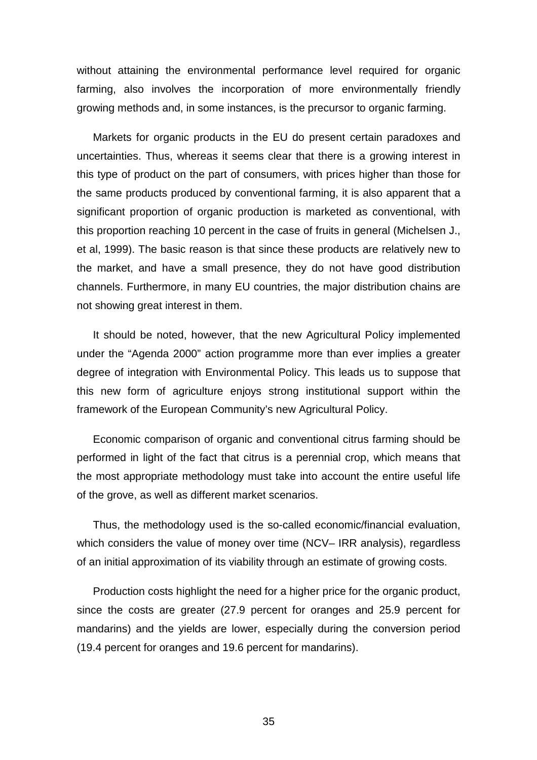without attaining the environmental performance level required for organic farming, also involves the incorporation of more environmentally friendly growing methods and, in some instances, is the precursor to organic farming.

Markets for organic products in the EU do present certain paradoxes and uncertainties. Thus, whereas it seems clear that there is a growing interest in this type of product on the part of consumers, with prices higher than those for the same products produced by conventional farming, it is also apparent that a significant proportion of organic production is marketed as conventional, with this proportion reaching 10 percent in the case of fruits in general (Michelsen J., et al, 1999). The basic reason is that since these products are relatively new to the market, and have a small presence, they do not have good distribution channels. Furthermore, in many EU countries, the major distribution chains are not showing great interest in them.

It should be noted, however, that the new Agricultural Policy implemented under the "Agenda 2000" action programme more than ever implies a greater degree of integration with Environmental Policy. This leads us to suppose that this new form of agriculture enjoys strong institutional support within the framework of the European Community's new Agricultural Policy.

Economic comparison of organic and conventional citrus farming should be performed in light of the fact that citrus is a perennial crop, which means that the most appropriate methodology must take into account the entire useful life of the grove, as well as different market scenarios.

Thus, the methodology used is the so-called economic/financial evaluation, which considers the value of money over time (NCV– IRR analysis), regardless of an initial approximation of its viability through an estimate of growing costs.

Production costs highlight the need for a higher price for the organic product, since the costs are greater (27.9 percent for oranges and 25.9 percent for mandarins) and the yields are lower, especially during the conversion period (19.4 percent for oranges and 19.6 percent for mandarins).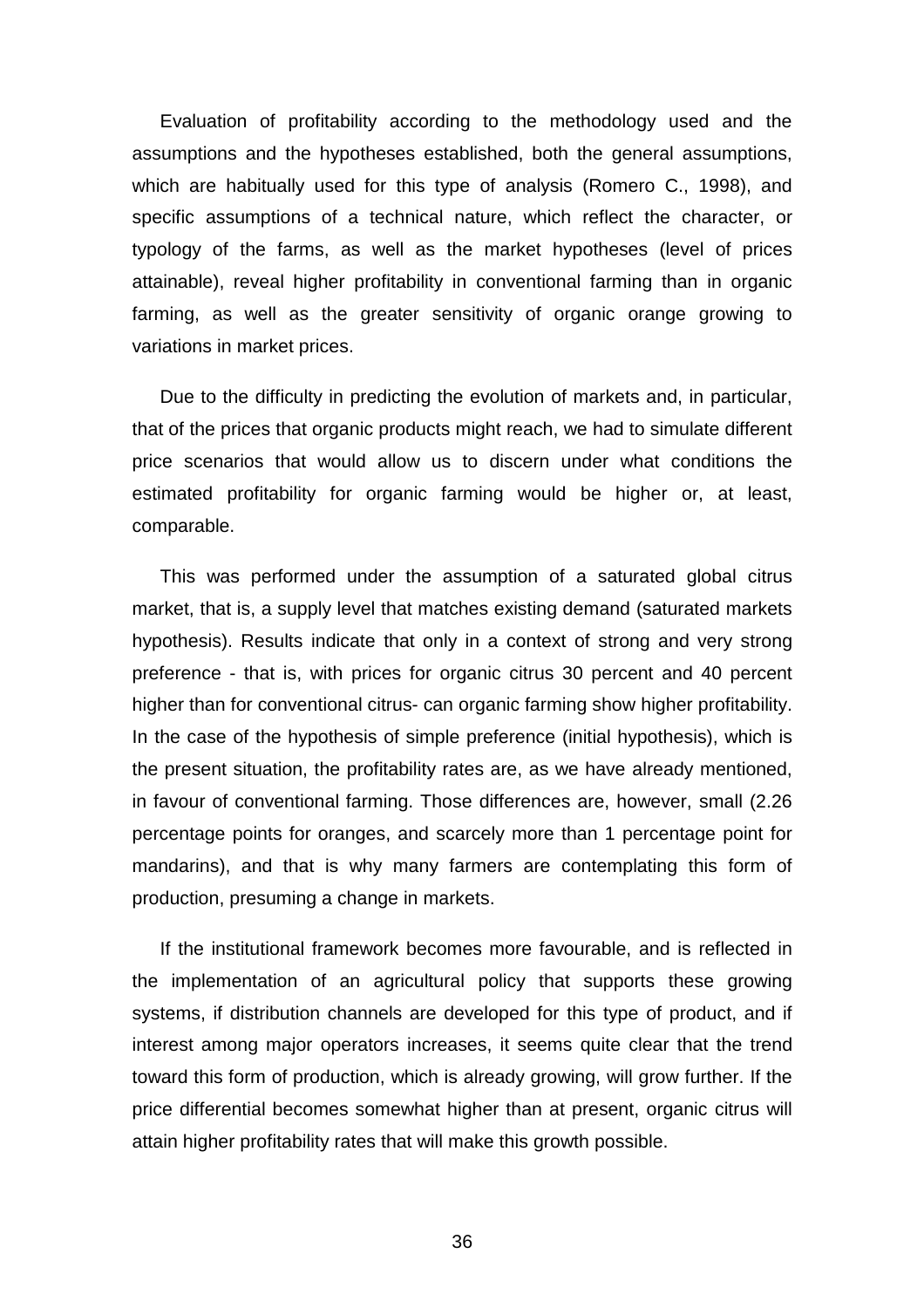Evaluation of profitability according to the methodology used and the assumptions and the hypotheses established, both the general assumptions, which are habitually used for this type of analysis (Romero C., 1998), and specific assumptions of a technical nature, which reflect the character, or typology of the farms, as well as the market hypotheses (level of prices attainable), reveal higher profitability in conventional farming than in organic farming, as well as the greater sensitivity of organic orange growing to variations in market prices.

Due to the difficulty in predicting the evolution of markets and, in particular, that of the prices that organic products might reach, we had to simulate different price scenarios that would allow us to discern under what conditions the estimated profitability for organic farming would be higher or, at least, comparable.

This was performed under the assumption of a saturated global citrus market, that is, a supply level that matches existing demand (saturated markets hypothesis). Results indicate that only in a context of strong and very strong preference - that is, with prices for organic citrus 30 percent and 40 percent higher than for conventional citrus- can organic farming show higher profitability. In the case of the hypothesis of simple preference (initial hypothesis), which is the present situation, the profitability rates are, as we have already mentioned, in favour of conventional farming. Those differences are, however, small (2.26 percentage points for oranges, and scarcely more than 1 percentage point for mandarins), and that is why many farmers are contemplating this form of production, presuming a change in markets.

If the institutional framework becomes more favourable, and is reflected in the implementation of an agricultural policy that supports these growing systems, if distribution channels are developed for this type of product, and if interest among major operators increases, it seems quite clear that the trend toward this form of production, which is already growing, will grow further. If the price differential becomes somewhat higher than at present, organic citrus will attain higher profitability rates that will make this growth possible.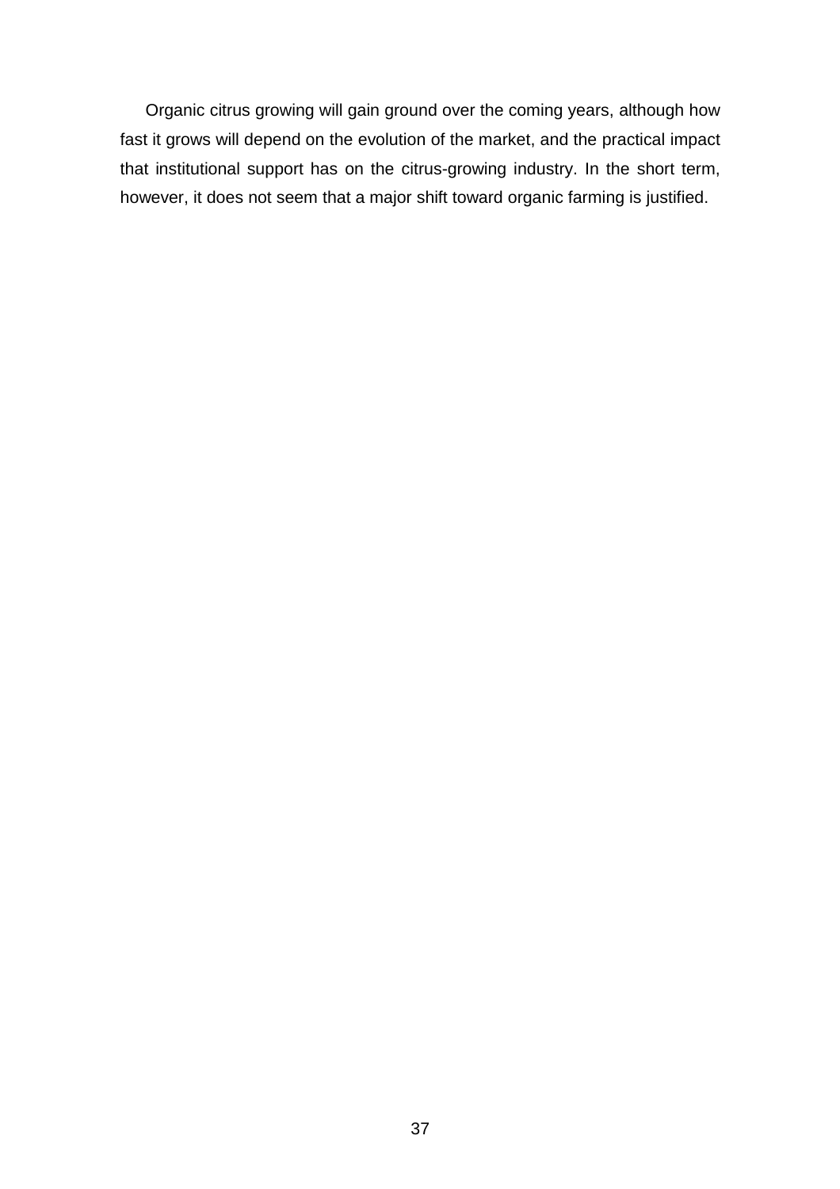Organic citrus growing will gain ground over the coming years, although how fast it grows will depend on the evolution of the market, and the practical impact that institutional support has on the citrus-growing industry. In the short term, however, it does not seem that a major shift toward organic farming is justified.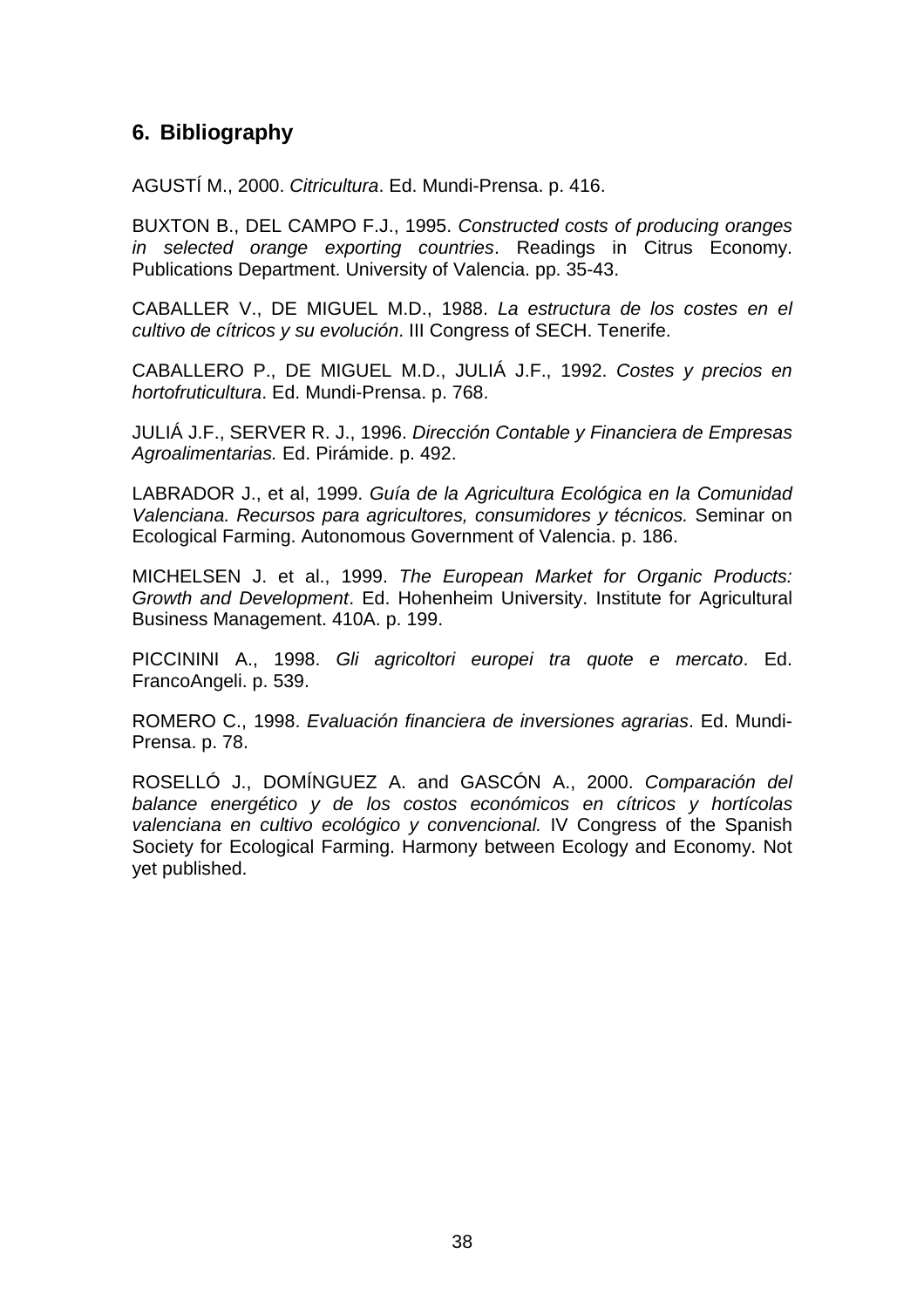## 6. Bibliography

AGUSTÍ M., 2000. *Citricultura*. Ed. Mundi-Prensa. p. 416.

BUXTON B., DEL CAMPO F.J., 1995. *Constructed costs of producing oranges in selected orange exporting countries*. Readings in Citrus Economy. Publications Department. University of Valencia. pp. 35-43.

CABALLER V., DE MIGUEL M.D., 1988. *La estructura de los costes en el cultivo de cítricos y su evolución*. III Congress of SECH. Tenerife.

CABALLERO P., DE MIGUEL M.D., JULIÁ J.F., 1992. *Costes y precios en hortofruticultura*. Ed. Mundi-Prensa. p. 768.

JULIÁ J.F., SERVER R. J., 1996. *Dirección Contable y Financiera de Empresas Agroalimentarias.* Ed. Pirámide. p. 492.

LABRADOR J., et al, 1999. *Guía de la Agricultura Ecológica en la Comunidad Valenciana. Recursos para agricultores, consumidores y técnicos.* Seminar on Ecological Farming. Autonomous Government of Valencia. p. 186.

MICHELSEN J. et al., 1999. *The European Market for Organic Products: Growth and Development*. Ed. Hohenheim University. Institute for Agricultural Business Management. 410A. p. 199.

PICCININI A., 1998. *Gli agricoltori europei tra quote e mercato*. Ed. FrancoAngeli. p. 539.

ROMERO C., 1998. *Evaluación financiera de inversiones agrarias*. Ed. Mundi-Prensa. p. 78.

ROSELLÓ J., DOMÍNGUEZ A. and GASCÓN A., 2000. *Comparación del balance energético y de los costos económicos en cítricos y hortícolas valenciana en cultivo ecológico y convencional.* IV Congress of the Spanish Society for Ecological Farming. Harmony between Ecology and Economy. Not yet published.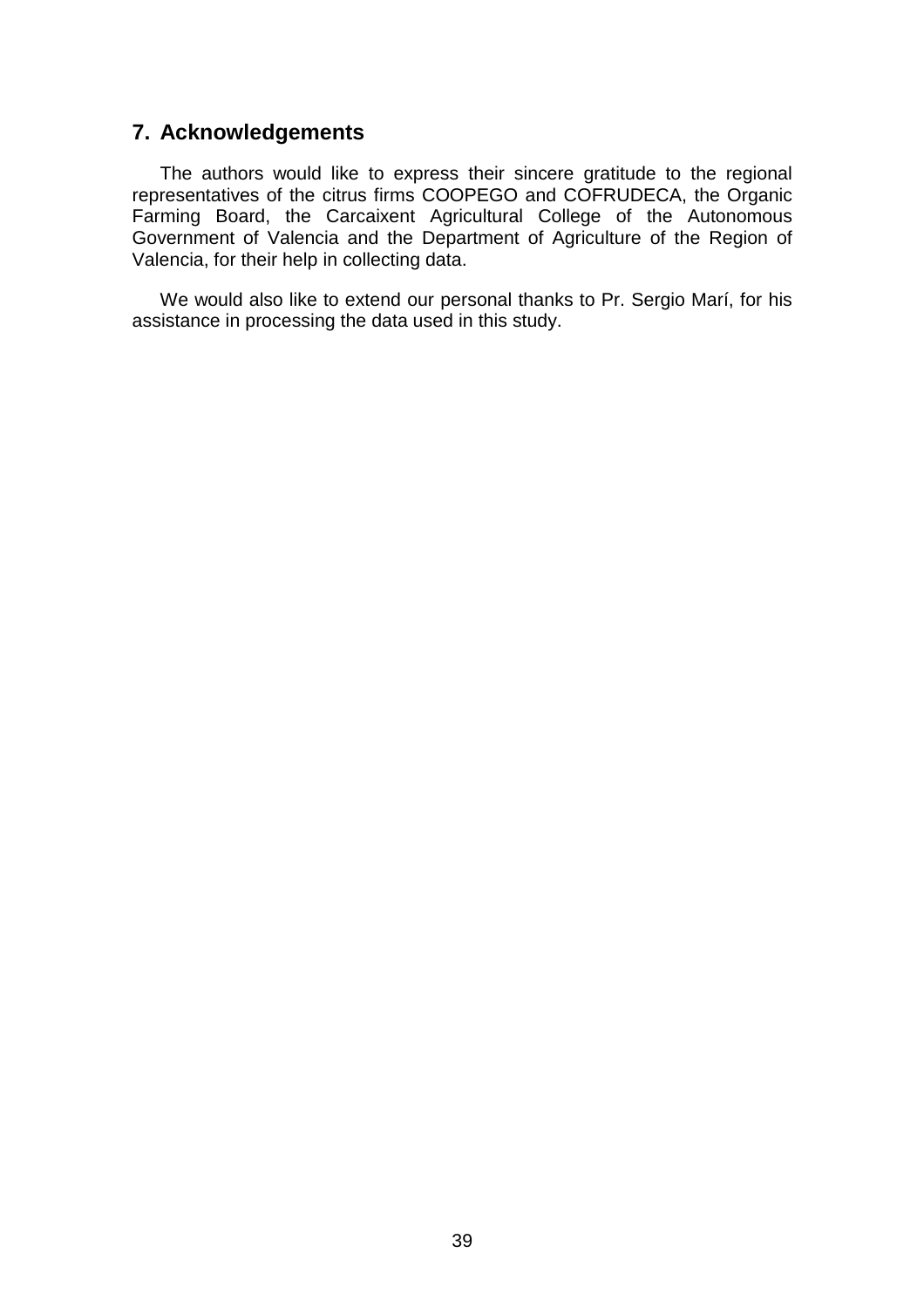## 7. Acknowledgements

The authors would like to express their sincere gratitude to the regional representatives of the citrus firms COOPEGO and COFRUDECA, the Organic Farming Board, the Carcaixent Agricultural College of the Autonomous Government of Valencia and the Department of Agriculture of the Region of Valencia, for their help in collecting data.

We would also like to extend our personal thanks to Pr. Sergio Marí, for his assistance in processing the data used in this study.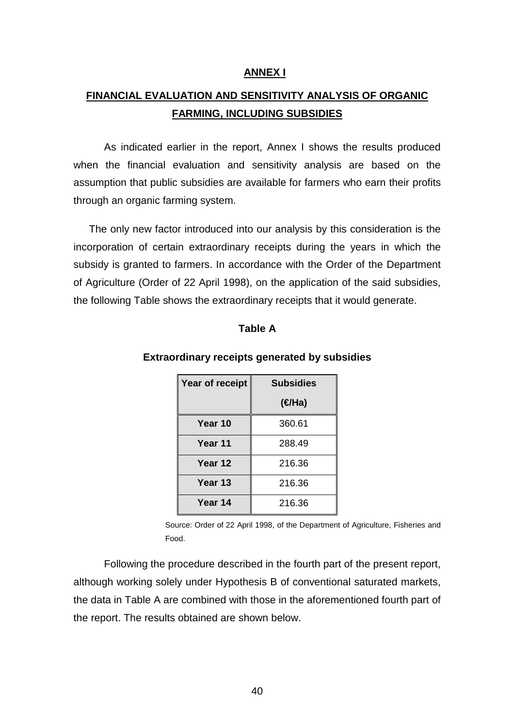# ANNEX I

## FINANCIAL EVALUATION AND SENSITIVITY ANALYSIS OF ORGANIC FARMING, INCLUDING SUBSIDIES

As indicated earlier in the report, Annex I shows the results produced when the financial evaluation and sensitivity analysis are based on the assumption that public subsidies are available for farmers who earn their profits through an organic farming system.

The only new factor introduced into our analysis by this consideration is the incorporation of certain extraordinary receipts during the years in which the subsidy is granted to farmers. In accordance with the Order of the Department of Agriculture (Order of 22 April 1998), on the application of the said subsidies, the following Table shows the extraordinary receipts that it would generate.

**Table A**

**Extraordinary receipts generated by subsidies**

| Year of receipt | Subsidies (€/Ha) |
|---|---|
| Year 10 | 360.61 |
| Year 11 | 288.49 |
| Year 12 | 216.36 |
| Year 13 | 216.36 |
| Year 14 | 216.36 |

Source: Order of 22 April 1998, of the Department of Agriculture, Fisheries and Food.

Following the procedure described in the fourth part of the present report, although working solely under Hypothesis B of conventional saturated markets, the data in Table A are combined with those in the aforementioned fourth part of the report. The results obtained are shown below.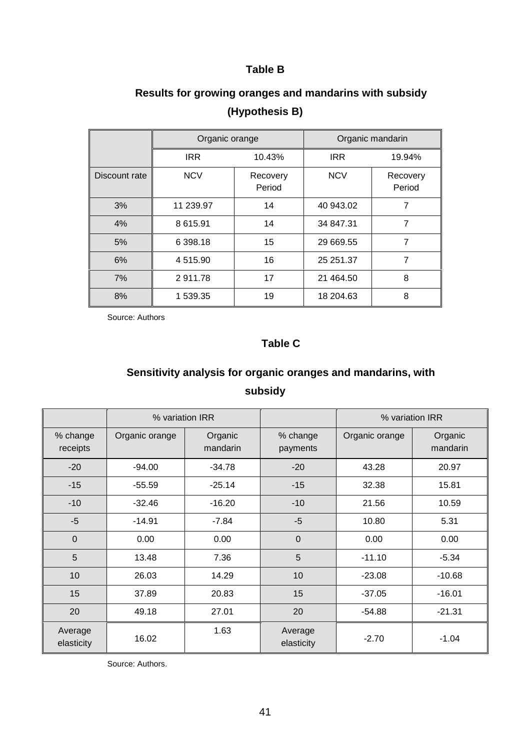**Table B**

**Results for growing oranges and mandarins with subsidy (Hypothesis B)**

| | Organic orange | | Organic mandarin | |
|---|---|---|---|---|
| | IRR | 10.43% | IRR | 19.94% |
| Discount rate | NCV | Recovery Period | NCV | Recovery Period |
| 3% | 11 239.97 | 14 | 40 943.02 | 7 |
| 4% | 8 615.91 | 14 | 34 847.31 | 7 |
| 5% | 6 398.18 | 15 | 29 669.55 | 7 |
| 6% | 4 515.90 | 16 | 25 251.37 | 7 |
| 7% | 2 911.78 | 17 | 21 464.50 | 8 |
| 8% | 1 539.35 | 19 | 18 204.63 | 8 |

Source: Authors

**Table C**

**Sensitivity analysis for organic oranges and mandarins, with subsidy**

| | % variation IRR | | | % variation IRR | |
|---|---|---|---|---|---|
| % change receipts | Organic orange | Organic mandarin | % change payments | Organic orange | Organic mandarin |
| -20 | -94.00 | -34.78 | -20 | 43.28 | 20.97 |
| -15 | -55.59 | -25.14 | -15 | 32.38 | 15.81 |
| -10 | -32.46 | -16.20 | -10 | 21.56 | 10.59 |
| -5 | -14.91 | -7.84 | -5 | 10.80 | 5.31 |
| 0 | 0.00 | 0.00 | 0 | 0.00 | 0.00 |
| 5 | 13.48 | 7.36 | 5 | -11.10 | -5.34 |
| 10 | 26.03 | 14.29 | 10 | -23.08 | -10.68 |
| 15 | 37.89 | 20.83 | 15 | -37.05 | -16.01 |
| 20 | 49.18 | 27.01 | 20 | -54.88 | -21.31 |
| Average elasticity | 16.02 | 1.63 | Average elasticity | -2.70 | -1.04 |

Source: Authors.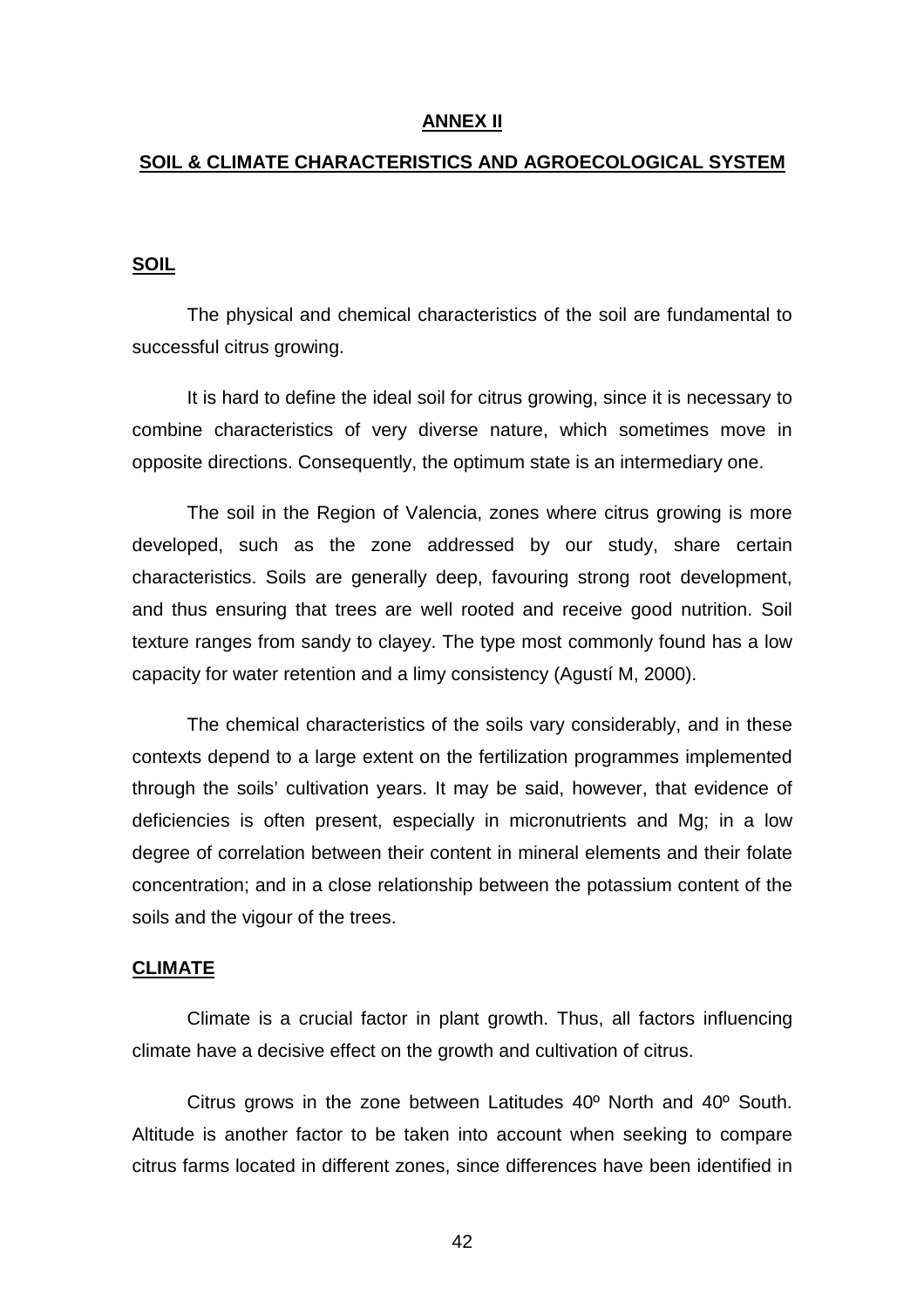# ANNEX II

## SOIL & CLIMATE CHARACTERISTICS AND AGROECOLOGICAL SYSTEM

### SOIL

The physical and chemical characteristics of the soil are fundamental to successful citrus growing.

It is hard to define the ideal soil for citrus growing, since it is necessary to combine characteristics of very diverse nature, which sometimes move in opposite directions. Consequently, the optimum state is an intermediary one.

The soil in the Region of Valencia, zones where citrus growing is more developed, such as the zone addressed by our study, share certain characteristics. Soils are generally deep, favouring strong root development, and thus ensuring that trees are well rooted and receive good nutrition. Soil texture ranges from sandy to clayey. The type most commonly found has a low capacity for water retention and a limy consistency (Agustí M, 2000).

The chemical characteristics of the soils vary considerably, and in these contexts depend to a large extent on the fertilization programmes implemented through the soils' cultivation years. It may be said, however, that evidence of deficiencies is often present, especially in micronutrients and Mg; in a low degree of correlation between their content in mineral elements and their folate concentration; and in a close relationship between the potassium content of the soils and the vigour of the trees.

### CLIMATE

Climate is a crucial factor in plant growth. Thus, all factors influencing climate have a decisive effect on the growth and cultivation of citrus.

Citrus grows in the zone between Latitudes 40º North and 40º South. Altitude is another factor to be taken into account when seeking to compare citrus farms located in different zones, since differences have been identified in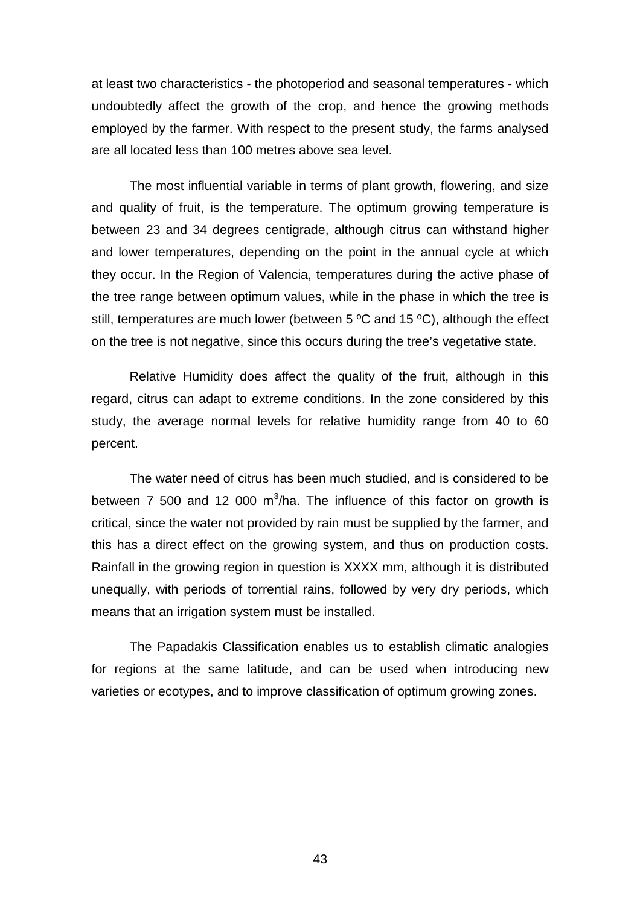at least two characteristics - the photoperiod and seasonal temperatures - which undoubtedly affect the growth of the crop, and hence the growing methods employed by the farmer. With respect to the present study, the farms analysed are all located less than 100 metres above sea level.

The most influential variable in terms of plant growth, flowering, and size and quality of fruit, is the temperature. The optimum growing temperature is between 23 and 34 degrees centigrade, although citrus can withstand higher and lower temperatures, depending on the point in the annual cycle at which they occur. In the Region of Valencia, temperatures during the active phase of the tree range between optimum values, while in the phase in which the tree is still, temperatures are much lower (between 5 ºC and 15 ºC), although the effect on the tree is not negative, since this occurs during the tree's vegetative state.

Relative Humidity does affect the quality of the fruit, although in this regard, citrus can adapt to extreme conditions. In the zone considered by this study, the average normal levels for relative humidity range from 40 to 60 percent.

The water need of citrus has been much studied, and is considered to be between 7 500 and 12 000 $m^3$/ha. The influence of this factor on growth is critical, since the water not provided by rain must be supplied by the farmer, and this has a direct effect on the growing system, and thus on production costs. Rainfall in the growing region in question is XXXX mm, although it is distributed unequally, with periods of torrential rains, followed by very dry periods, which means that an irrigation system must be installed.

The Papadakis Classification enables us to establish climatic analogies for regions at the same latitude, and can be used when introducing new varieties or ecotypes, and to improve classification of optimum growing zones.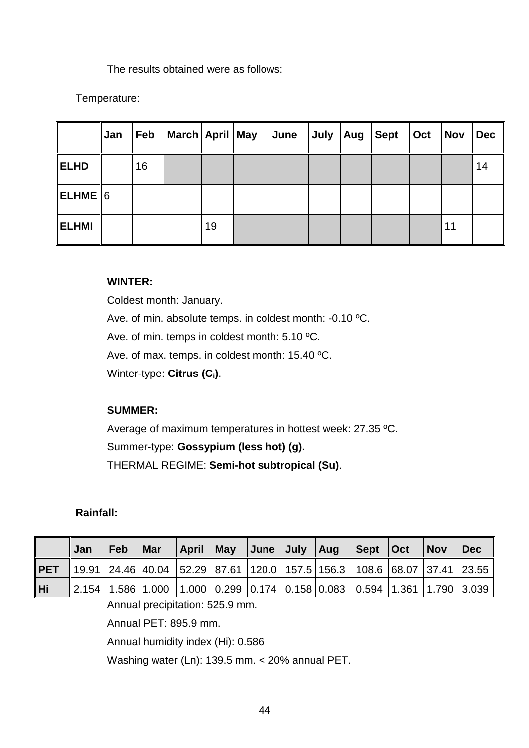The results obtained were as follows:

Temperature:

| | Jan | Feb | March | April | May | June | July | Aug | Sept | Oct | Nov | Dec |
|---|---|---|---|---|---|---|---|---|---|---|---|---|
| **ELHD** | | 16 | | | | | | | | | | 14 |
| **ELHME** | 6 | | | | | | | | | | | |
| **ELHMI** | | | | 19 | | | | | | | 11 | |

**WINTER:**

Coldest month: January.

Ave. of min. absolute temps. in coldest month: -0.10 ºC.

Ave. of min. temps in coldest month: 5.10 ºC.

Ave. of max. temps. in coldest month: 15.40 ºC.

Winter-type: **Citrus ($C_i$)**.

**SUMMER:**

Average of maximum temperatures in hottest week: 27.35 ºC.

Summer-type: **Gossypium (less hot) (g).**

THERMAL REGIME: **Semi-hot subtropical (Su)**.

**Rainfall:**

| | Jan | Feb | Mar | April | May | June | July | Aug | Sept | Oct | Nov | Dec |
|---|---|---|---|---|---|---|---|---|---|---|---|---|
| **PET** | 19.91 | 24.46 | 40.04 | 52.29 | 87.61 | 120.0 | 157.5 | 156.3 | 108.6 | 68.07 | 37.41 | 23.55 |
| **Hi** | 2.154 | 1.586 | 1.000 | 1.000 | 0.299 | 0.174 | 0.158 | 0.083 | 0.594 | 1.361 | 1.790 | 3.039 |

Annual precipitation: 525.9 mm.

Annual PET: 895.9 mm.

Annual humidity index (Hi): 0.586

Washing water (Ln): 139.5 mm. < 20% annual PET.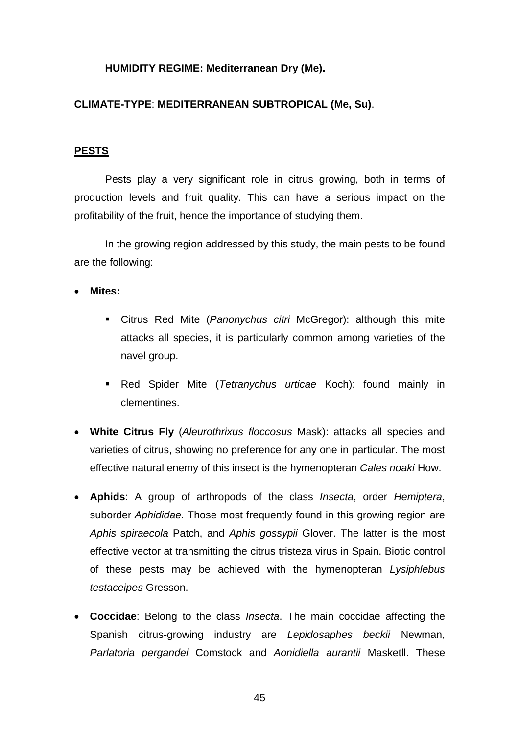**HUMIDITY REGIME: Mediterranean Dry (Me).**

**CLIMATE-TYPE**: **MEDITERRANEAN SUBTROPICAL (Me, Su)**.

## PESTS

Pests play a very significant role in citrus growing, both in terms of production levels and fruit quality. This can have a serious impact on the profitability of the fruit, hence the importance of studying them.

In the growing region addressed by this study, the main pests to be found are the following:

- **Mites:**
  - Citrus Red Mite (*Panonychus citri* McGregor): although this mite attacks all species, it is particularly common among varieties of the navel group.
  - Red Spider Mite (*Tetranychus urticae* Koch): found mainly in clementines.
- **White Citrus Fly** (*Aleurothrixus floccosus* Mask): attacks all species and varieties of citrus, showing no preference for any one in particular. The most effective natural enemy of this insect is the hymenopteran *Cales noaki* How.
- **Aphids**: A group of arthropods of the class *Insecta*, order *Hemiptera*, suborder *Aphididae.* Those most frequently found in this growing region are *Aphis spiraecola* Patch, and *Aphis gossypii* Glover. The latter is the most effective vector at transmitting the citrus tristeza virus in Spain. Biotic control of these pests may be achieved with the hymenopteran *Lysiphlebus testaceipes* Gresson.
- **Coccidae**: Belong to the class *Insecta*. The main coccidae affecting the Spanish citrus-growing industry are *Lepidosaphes beckii* Newman, *Parlatoria pergandei* Comstock and *Aonidiella aurantii* Masketll. These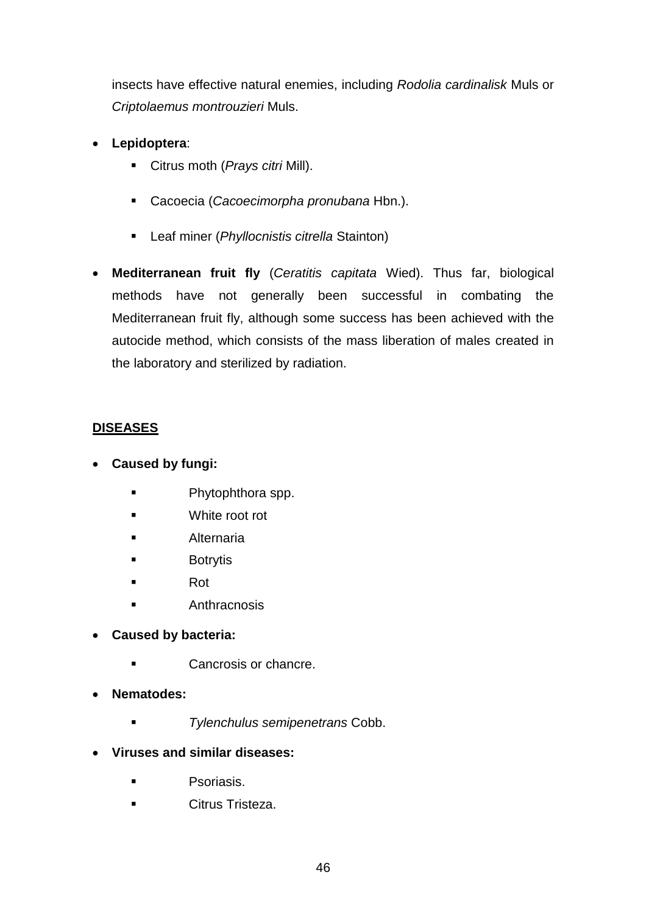insects have effective natural enemies, including *Rodolia cardinalisk* Muls or *Criptolaemus montrouzieri* Muls.

- **Lepidoptera**:
  - Citrus moth (*Prays citri* Mill).
  - Cacoecia (*Cacoecimorpha pronubana* Hbn.).
  - Leaf miner (*Phyllocnistis citrella* Stainton)

- **Mediterranean fruit fly** (*Ceratitis capitata* Wied). Thus far, biological methods have not generally been successful in combating the Mediterranean fruit fly, although some success has been achieved with the autocide method, which consists of the mass liberation of males created in the laboratory and sterilized by radiation.

**DISEASES**

- **Caused by fungi:**
  - Phytophthora spp.
  - White root rot
  - Alternaria
  - Botrytis
  - Rot
  - Anthracnosis

- **Caused by bacteria:**
  - Cancrosis or chancre.

- **Nematodes:**
  - *Tylenchulus semipenetrans* Cobb.

- **Viruses and similar diseases:**
  - Psoriasis.
  - Citrus Tristeza.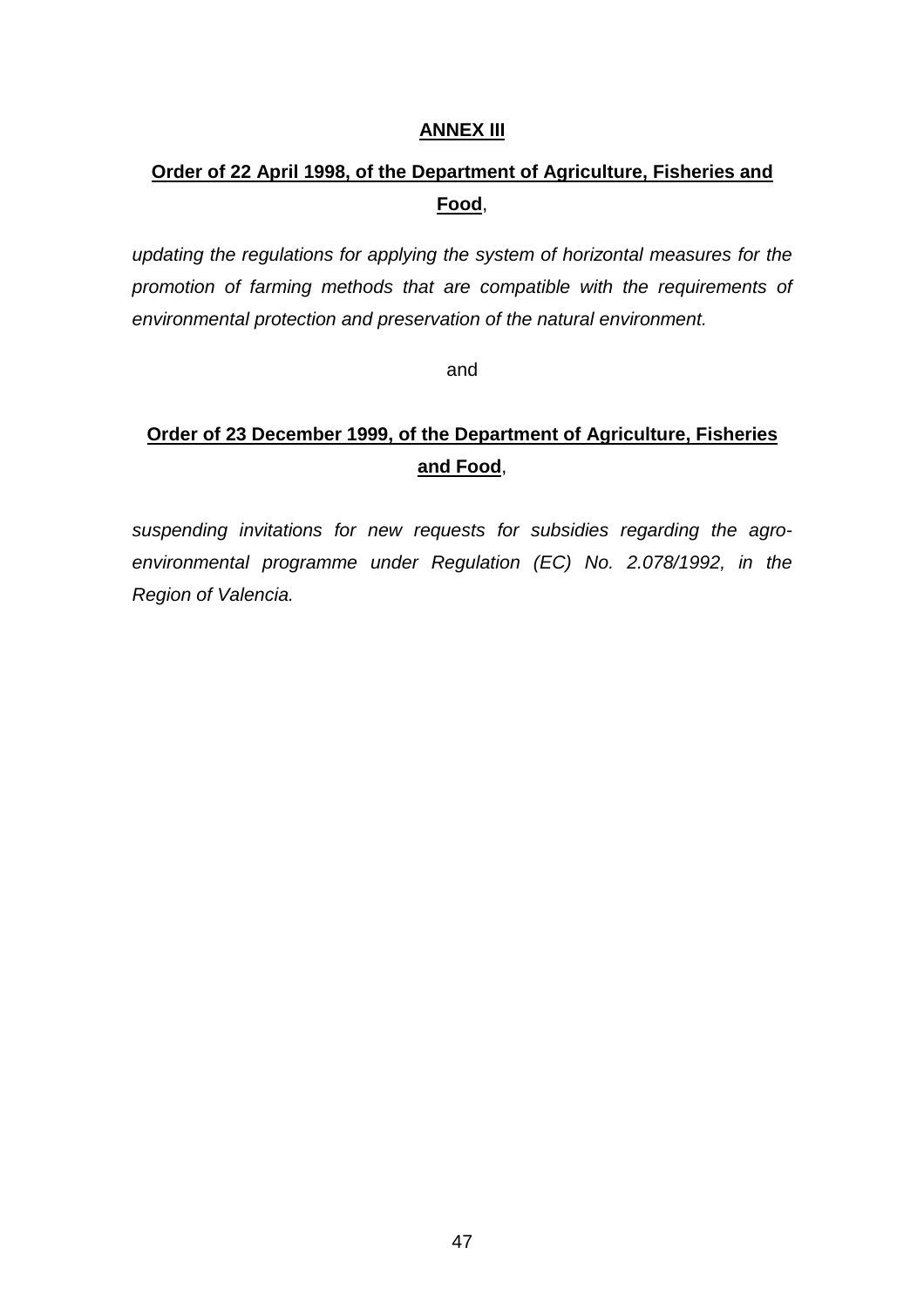# ANNEX III

## Order of 22 April 1998, of the Department of Agriculture, Fisheries and Food,

*updating the regulations for applying the system of horizontal measures for the promotion of farming methods that are compatible with the requirements of environmental protection and preservation of the natural environment.*

and

## Order of 23 December 1999, of the Department of Agriculture, Fisheries and Food,

*suspending invitations for new requests for subsidies regarding the agro-environmental programme under Regulation (EC) No. 2.078/1992, in the Region of Valencia.*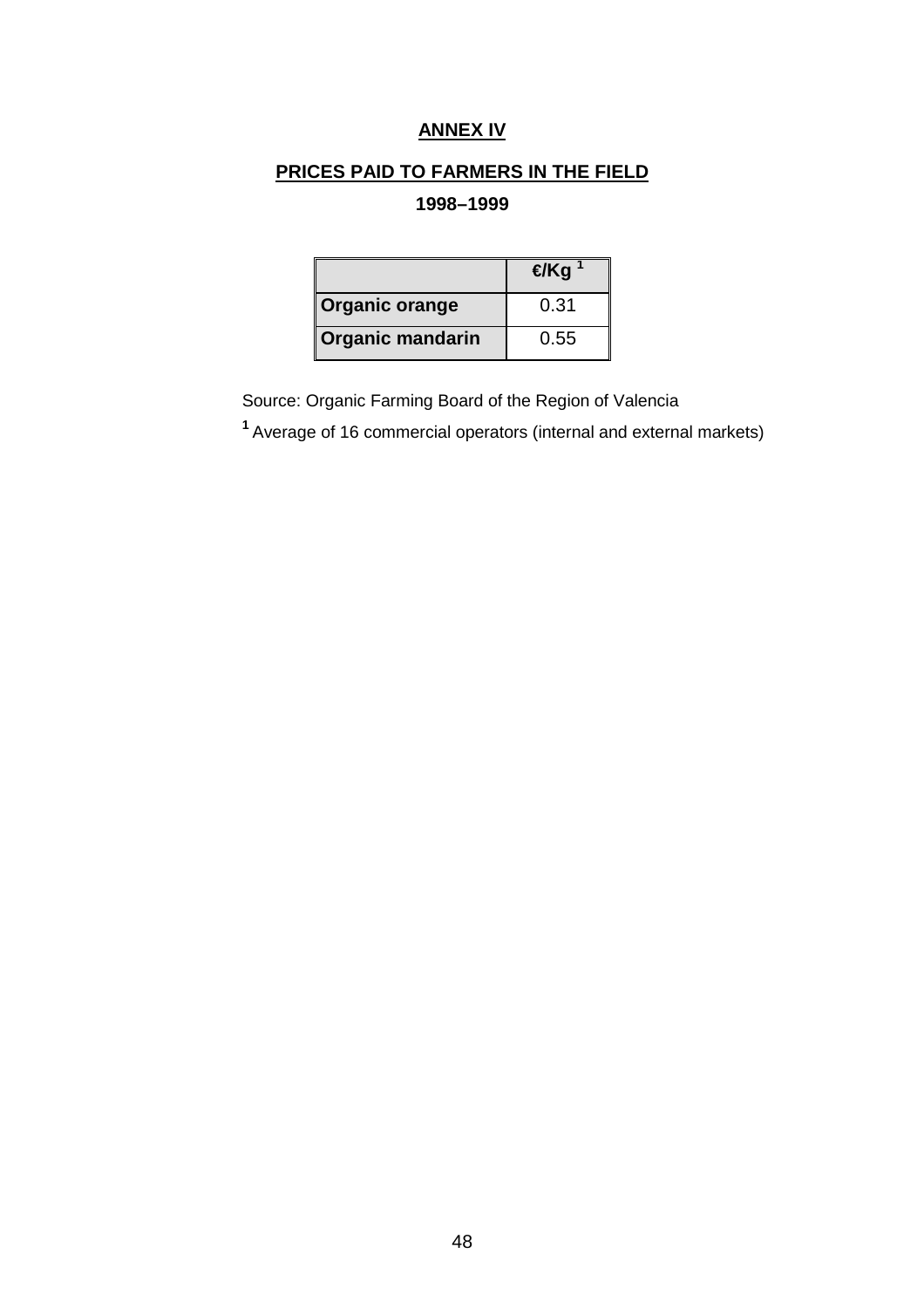# ANNEX IV

## PRICES PAID TO FARMERS IN THE FIELD

**1998–1999**

| | €/Kg [1] |
|---|---|
| **Organic orange** | 0.31 |
| **Organic mandarin** | 0.55 |

Source: Organic Farming Board of the Region of Valencia

[1] Average of 16 commercial operators (internal and external markets)